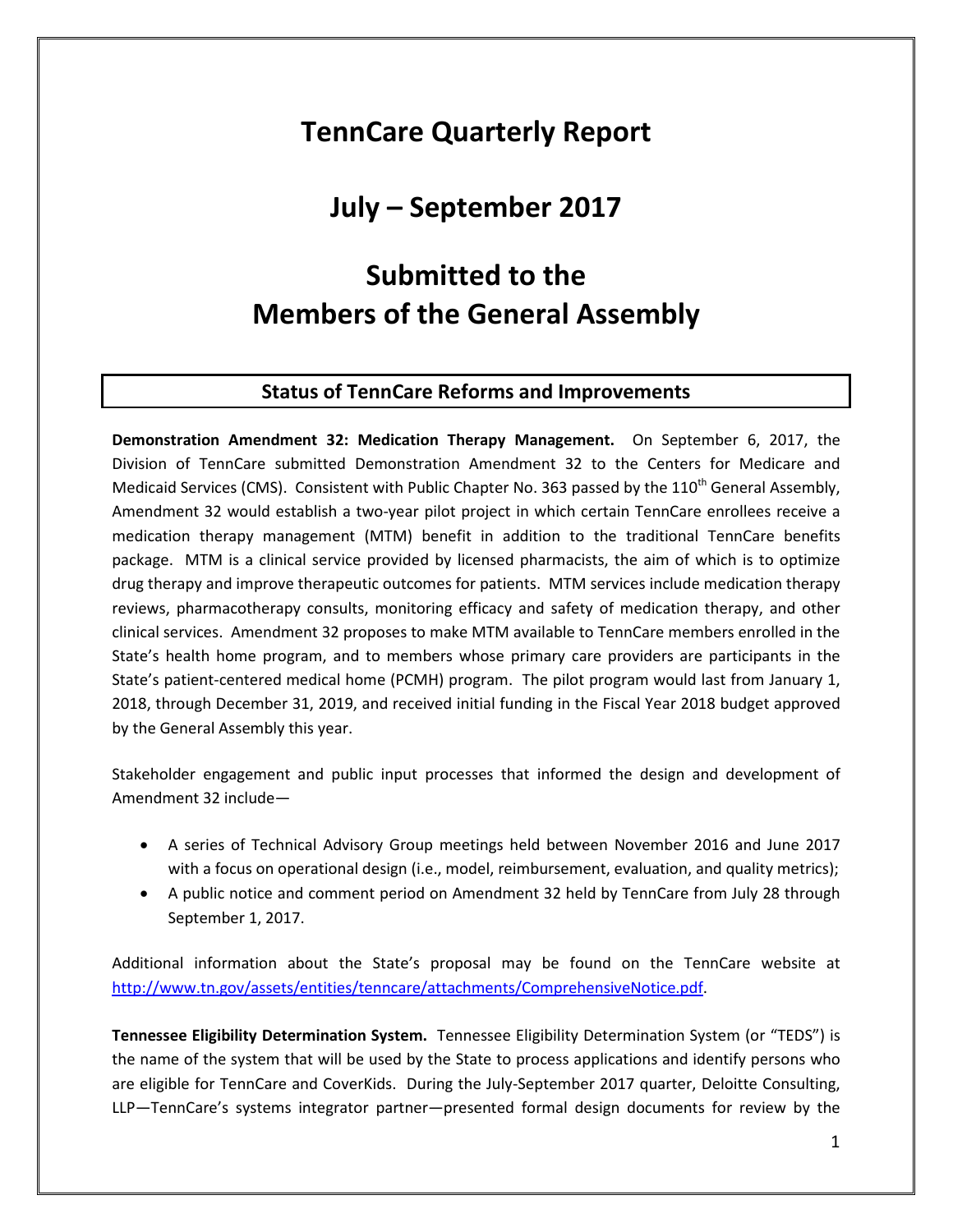# TennCare Quarterly Report

# July – September 2017

# Submitted to the Members of the General Assembly

## Status of TennCare Reforms and Improvements

**Demonstration Amendment 32: Medication Therapy Management.** On September 6, 2017, the Division of TennCare submitted Demonstration Amendment 32 to the Centers for Medicare and Medicaid Services (CMS). Consistent with Public Chapter No. 363 passed by the 110th General Assembly, Amendment 32 would establish a two-year pilot project in which certain TennCare enrollees receive a medication therapy management (MTM) benefit in addition to the traditional TennCare benefits package. MTM is a clinical service provided by licensed pharmacists, the aim of which is to optimize drug therapy and improve therapeutic outcomes for patients. MTM services include medication therapy reviews, pharmacotherapy consults, monitoring efficacy and safety of medication therapy, and other clinical services. Amendment 32 proposes to make MTM available to TennCare members enrolled in the State's health home program, and to members whose primary care providers are participants in the State's patient-centered medical home (PCMH) program. The pilot program would last from January 1, 2018, through December 31, 2019, and received initial funding in the Fiscal Year 2018 budget approved by the General Assembly this year.

Stakeholder engagement and public input processes that informed the design and development of Amendment 32 include—

- A series of Technical Advisory Group meetings held between November 2016 and June 2017 with a focus on operational design (i.e., model, reimbursement, evaluation, and quality metrics);
- A public notice and comment period on Amendment 32 held by TennCare from July 28 through September 1, 2017.

Additional information about the State's proposal may be found on the TennCare website at http://www.tn.gov/assets/entities/tenncare/attachments/ComprehensiveNotice.pdf.

**Tennessee Eligibility Determination System.** Tennessee Eligibility Determination System (or "TEDS") is the name of the system that will be used by the State to process applications and identify persons who are eligible for TennCare and CoverKids. During the July-September 2017 quarter, Deloitte Consulting, LLP—TennCare's systems integrator partner—presented formal design documents for review by the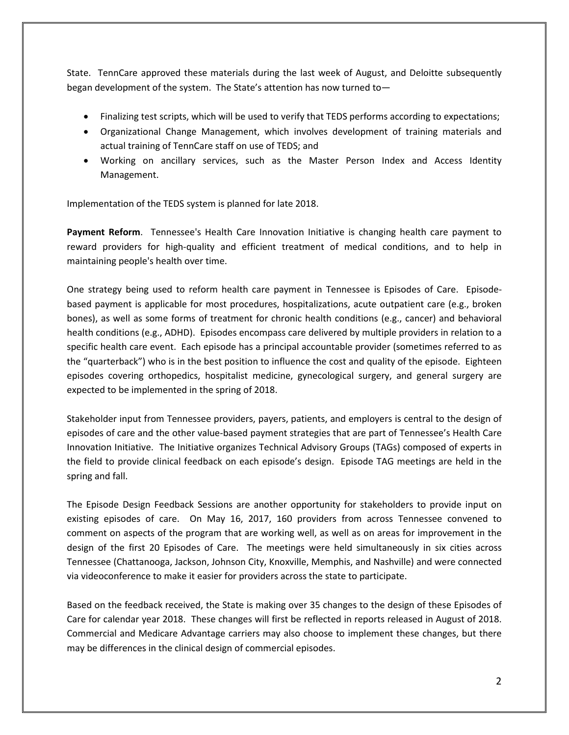State. TennCare approved these materials during the last week of August, and Deloitte subsequently began development of the system. The State's attention has now turned to—

- Finalizing test scripts, which will be used to verify that TEDS performs according to expectations;
- Organizational Change Management, which involves development of training materials and actual training of TennCare staff on use of TEDS; and
- Working on ancillary services, such as the Master Person Index and Access Identity Management.

Implementation of the TEDS system is planned for late 2018.

**Payment Reform**. Tennessee's Health Care Innovation Initiative is changing health care payment to reward providers for high-quality and efficient treatment of medical conditions, and to help in maintaining people's health over time.

One strategy being used to reform health care payment in Tennessee is Episodes of Care. Episode-based payment is applicable for most procedures, hospitalizations, acute outpatient care (e.g., broken bones), as well as some forms of treatment for chronic health conditions (e.g., cancer) and behavioral health conditions (e.g., ADHD). Episodes encompass care delivered by multiple providers in relation to a specific health care event. Each episode has a principal accountable provider (sometimes referred to as the "quarterback") who is in the best position to influence the cost and quality of the episode. Eighteen episodes covering orthopedics, hospitalist medicine, gynecological surgery, and general surgery are expected to be implemented in the spring of 2018.

Stakeholder input from Tennessee providers, payers, patients, and employers is central to the design of episodes of care and the other value-based payment strategies that are part of Tennessee's Health Care Innovation Initiative. The Initiative organizes Technical Advisory Groups (TAGs) composed of experts in the field to provide clinical feedback on each episode's design. Episode TAG meetings are held in the spring and fall.

The Episode Design Feedback Sessions are another opportunity for stakeholders to provide input on existing episodes of care. On May 16, 2017, 160 providers from across Tennessee convened to comment on aspects of the program that are working well, as well as on areas for improvement in the design of the first 20 Episodes of Care. The meetings were held simultaneously in six cities across Tennessee (Chattanooga, Jackson, Johnson City, Knoxville, Memphis, and Nashville) and were connected via videoconference to make it easier for providers across the state to participate.

Based on the feedback received, the State is making over 35 changes to the design of these Episodes of Care for calendar year 2018. These changes will first be reflected in reports released in August of 2018. Commercial and Medicare Advantage carriers may also choose to implement these changes, but there may be differences in the clinical design of commercial episodes.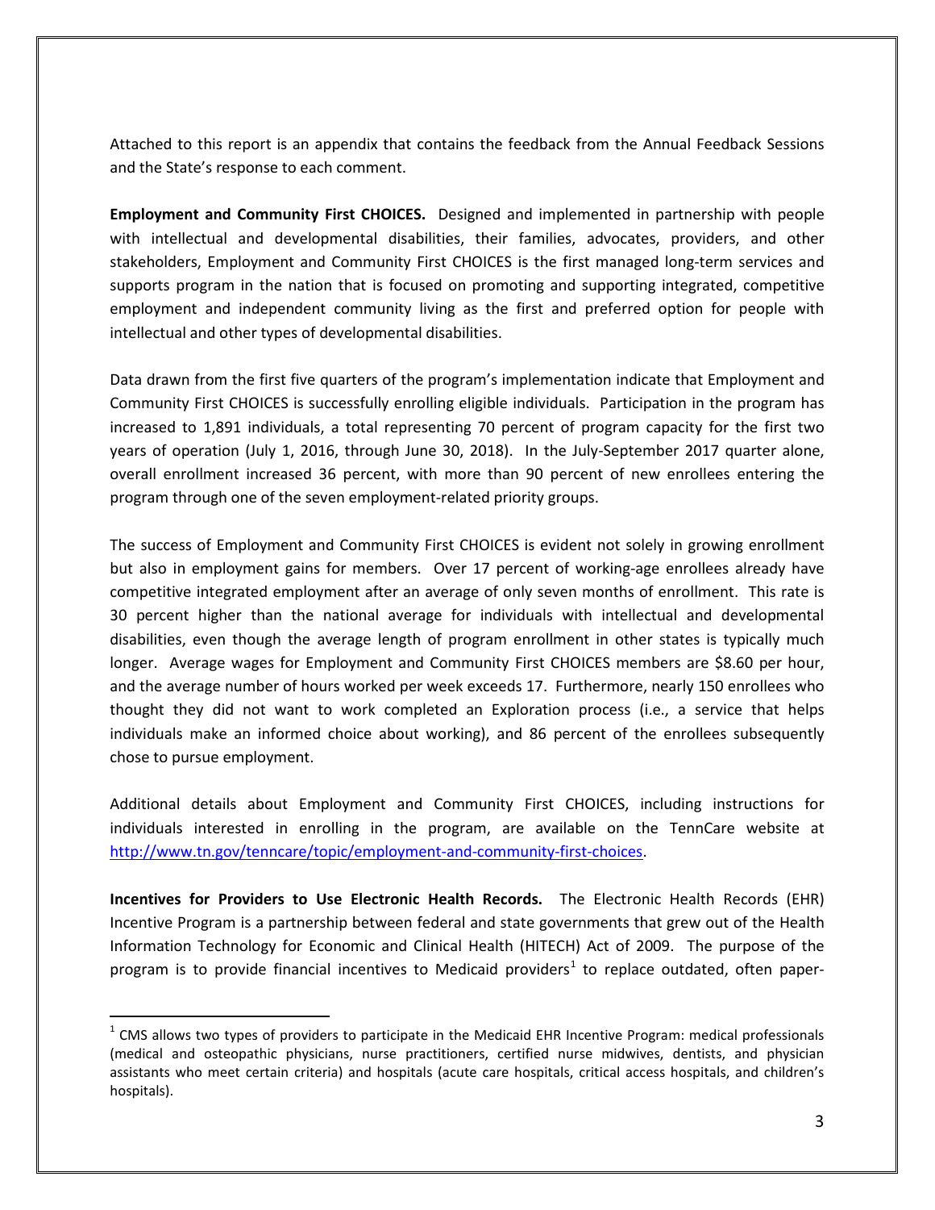Attached to this report is an appendix that contains the feedback from the Annual Feedback Sessions and the State's response to each comment.

**Employment and Community First CHOICES.** Designed and implemented in partnership with people with intellectual and developmental disabilities, their families, advocates, providers, and other stakeholders, Employment and Community First CHOICES is the first managed long-term services and supports program in the nation that is focused on promoting and supporting integrated, competitive employment and independent community living as the first and preferred option for people with intellectual and other types of developmental disabilities.

Data drawn from the first five quarters of the program's implementation indicate that Employment and Community First CHOICES is successfully enrolling eligible individuals. Participation in the program has increased to 1,891 individuals, a total representing 70 percent of program capacity for the first two years of operation (July 1, 2016, through June 30, 2018). In the July-September 2017 quarter alone, overall enrollment increased 36 percent, with more than 90 percent of new enrollees entering the program through one of the seven employment-related priority groups.

The success of Employment and Community First CHOICES is evident not solely in growing enrollment but also in employment gains for members. Over 17 percent of working-age enrollees already have competitive integrated employment after an average of only seven months of enrollment. This rate is 30 percent higher than the national average for individuals with intellectual and developmental disabilities, even though the average length of program enrollment in other states is typically much longer. Average wages for Employment and Community First CHOICES members are $8.60 per hour, and the average number of hours worked per week exceeds 17. Furthermore, nearly 150 enrollees who thought they did not want to work completed an Exploration process (i.e., a service that helps individuals make an informed choice about working), and 86 percent of the enrollees subsequently chose to pursue employment.

Additional details about Employment and Community First CHOICES, including instructions for individuals interested in enrolling in the program, are available on the TennCare website at [http://www.tn.gov/tenncare/topic/employment-and-community-first-choices](http://www.tn.gov/tenncare/topic/employment-and-community-first-choices).

**Incentives for Providers to Use Electronic Health Records.** The Electronic Health Records (EHR) Incentive Program is a partnership between federal and state governments that grew out of the Health Information Technology for Economic and Clinical Health (HITECH) Act of 2009. The purpose of the program is to provide financial incentives to Medicaid providers[1] to replace outdated, often paper-

[1] CMS allows two types of providers to participate in the Medicaid EHR Incentive Program: medical professionals (medical and osteopathic physicians, nurse practitioners, certified nurse midwives, dentists, and physician assistants who meet certain criteria) and hospitals (acute care hospitals, critical access hospitals, and children's hospitals).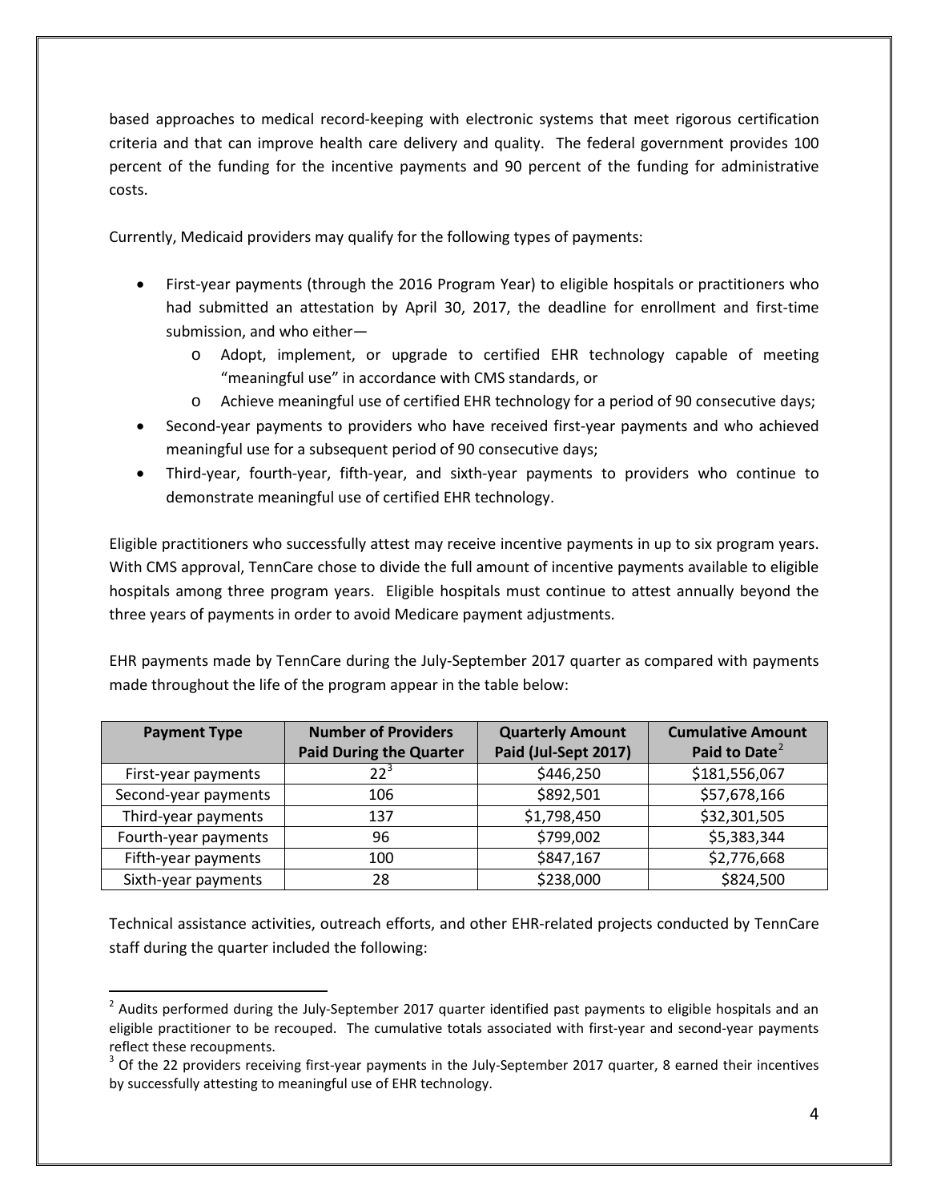based approaches to medical record-keeping with electronic systems that meet rigorous certification criteria and that can improve health care delivery and quality. The federal government provides 100 percent of the funding for the incentive payments and 90 percent of the funding for administrative costs.

Currently, Medicaid providers may qualify for the following types of payments:

- First-year payments (through the 2016 Program Year) to eligible hospitals or practitioners who had submitted an attestation by April 30, 2017, the deadline for enrollment and first-time submission, and who either—
  - Adopt, implement, or upgrade to certified EHR technology capable of meeting "meaningful use" in accordance with CMS standards, or
  - Achieve meaningful use of certified EHR technology for a period of 90 consecutive days;
- Second-year payments to providers who have received first-year payments and who achieved meaningful use for a subsequent period of 90 consecutive days;
- Third-year, fourth-year, fifth-year, and sixth-year payments to providers who continue to demonstrate meaningful use of certified EHR technology.

Eligible practitioners who successfully attest may receive incentive payments in up to six program years. With CMS approval, TennCare chose to divide the full amount of incentive payments available to eligible hospitals among three program years. Eligible hospitals must continue to attest annually beyond the three years of payments in order to avoid Medicare payment adjustments.

EHR payments made by TennCare during the July-September 2017 quarter as compared with payments made throughout the life of the program appear in the table below:

| Payment Type | Number of Providers Paid During the Quarter | Quarterly Amount Paid (Jul-Sept 2017) | Cumulative Amount Paid to Date[2] |
|---|---|---|---|
| First-year payments | 22[3] | $446,250 | $181,556,067 |
| Second-year payments | 106 | $892,501 | $57,678,166 |
| Third-year payments | 137 | $1,798,450 | $32,301,505 |
| Fourth-year payments | 96 | $799,002 | $5,383,344 |
| Fifth-year payments | 100 | $847,167 | $2,776,668 |
| Sixth-year payments | 28 | $238,000 | $824,500 |

Technical assistance activities, outreach efforts, and other EHR-related projects conducted by TennCare staff during the quarter included the following:

[2] Audits performed during the July-September 2017 quarter identified past payments to eligible hospitals and an eligible practitioner to be recouped. The cumulative totals associated with first-year and second-year payments reflect these recoupments.

[3] Of the 22 providers receiving first-year payments in the July-September 2017 quarter, 8 earned their incentives by successfully attesting to meaningful use of EHR technology.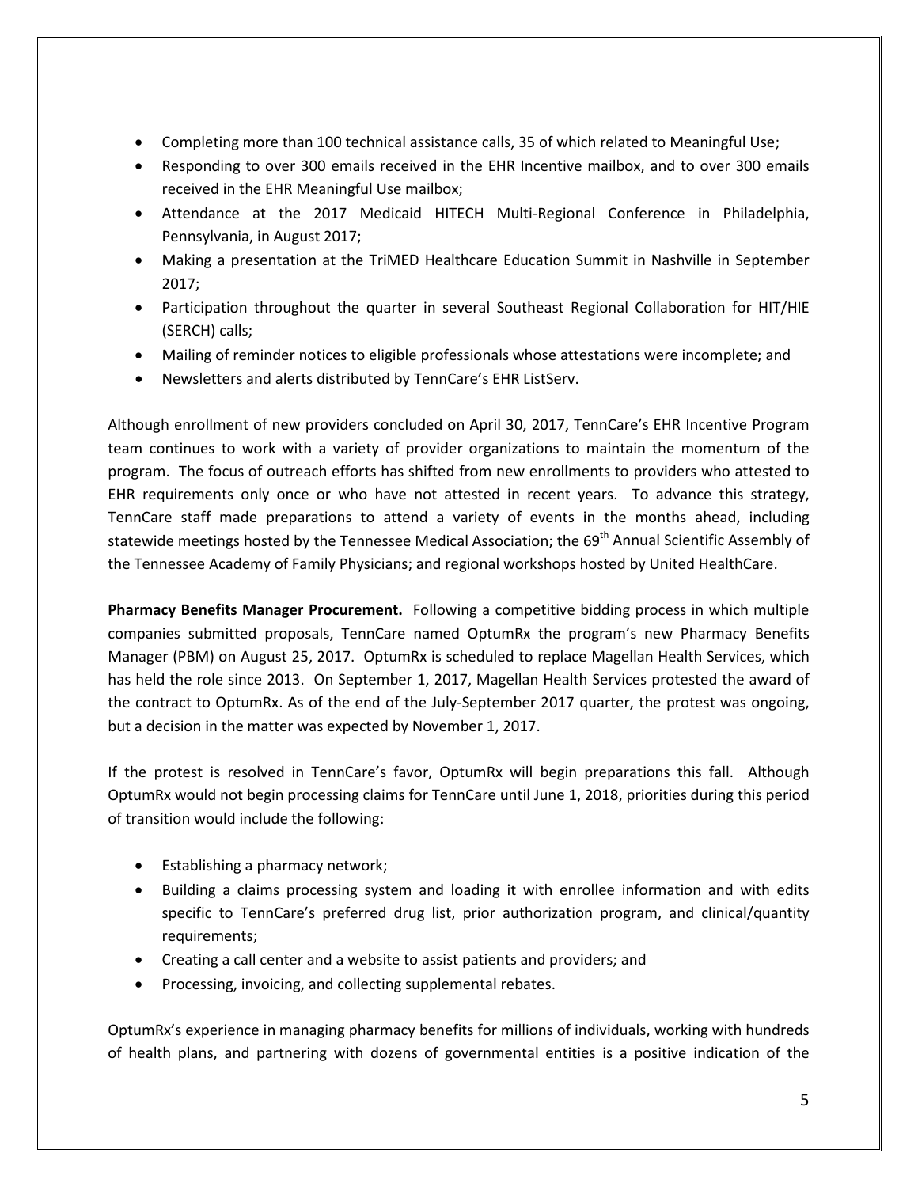- Completing more than 100 technical assistance calls, 35 of which related to Meaningful Use;
- Responding to over 300 emails received in the EHR Incentive mailbox, and to over 300 emails received in the EHR Meaningful Use mailbox;
- Attendance at the 2017 Medicaid HITECH Multi-Regional Conference in Philadelphia, Pennsylvania, in August 2017;
- Making a presentation at the TriMED Healthcare Education Summit in Nashville in September 2017;
- Participation throughout the quarter in several Southeast Regional Collaboration for HIT/HIE (SERCH) calls;
- Mailing of reminder notices to eligible professionals whose attestations were incomplete; and
- Newsletters and alerts distributed by TennCare's EHR ListServ.

Although enrollment of new providers concluded on April 30, 2017, TennCare's EHR Incentive Program team continues to work with a variety of provider organizations to maintain the momentum of the program. The focus of outreach efforts has shifted from new enrollments to providers who attested to EHR requirements only once or who have not attested in recent years. To advance this strategy, TennCare staff made preparations to attend a variety of events in the months ahead, including statewide meetings hosted by the Tennessee Medical Association; the 69th Annual Scientific Assembly of the Tennessee Academy of Family Physicians; and regional workshops hosted by United HealthCare.

**Pharmacy Benefits Manager Procurement.** Following a competitive bidding process in which multiple companies submitted proposals, TennCare named OptumRx the program's new Pharmacy Benefits Manager (PBM) on August 25, 2017. OptumRx is scheduled to replace Magellan Health Services, which has held the role since 2013. On September 1, 2017, Magellan Health Services protested the award of the contract to OptumRx. As of the end of the July-September 2017 quarter, the protest was ongoing, but a decision in the matter was expected by November 1, 2017.

If the protest is resolved in TennCare's favor, OptumRx will begin preparations this fall. Although OptumRx would not begin processing claims for TennCare until June 1, 2018, priorities during this period of transition would include the following:

- Establishing a pharmacy network;
- Building a claims processing system and loading it with enrollee information and with edits specific to TennCare's preferred drug list, prior authorization program, and clinical/quantity requirements;
- Creating a call center and a website to assist patients and providers; and
- Processing, invoicing, and collecting supplemental rebates.

OptumRx's experience in managing pharmacy benefits for millions of individuals, working with hundreds of health plans, and partnering with dozens of governmental entities is a positive indication of the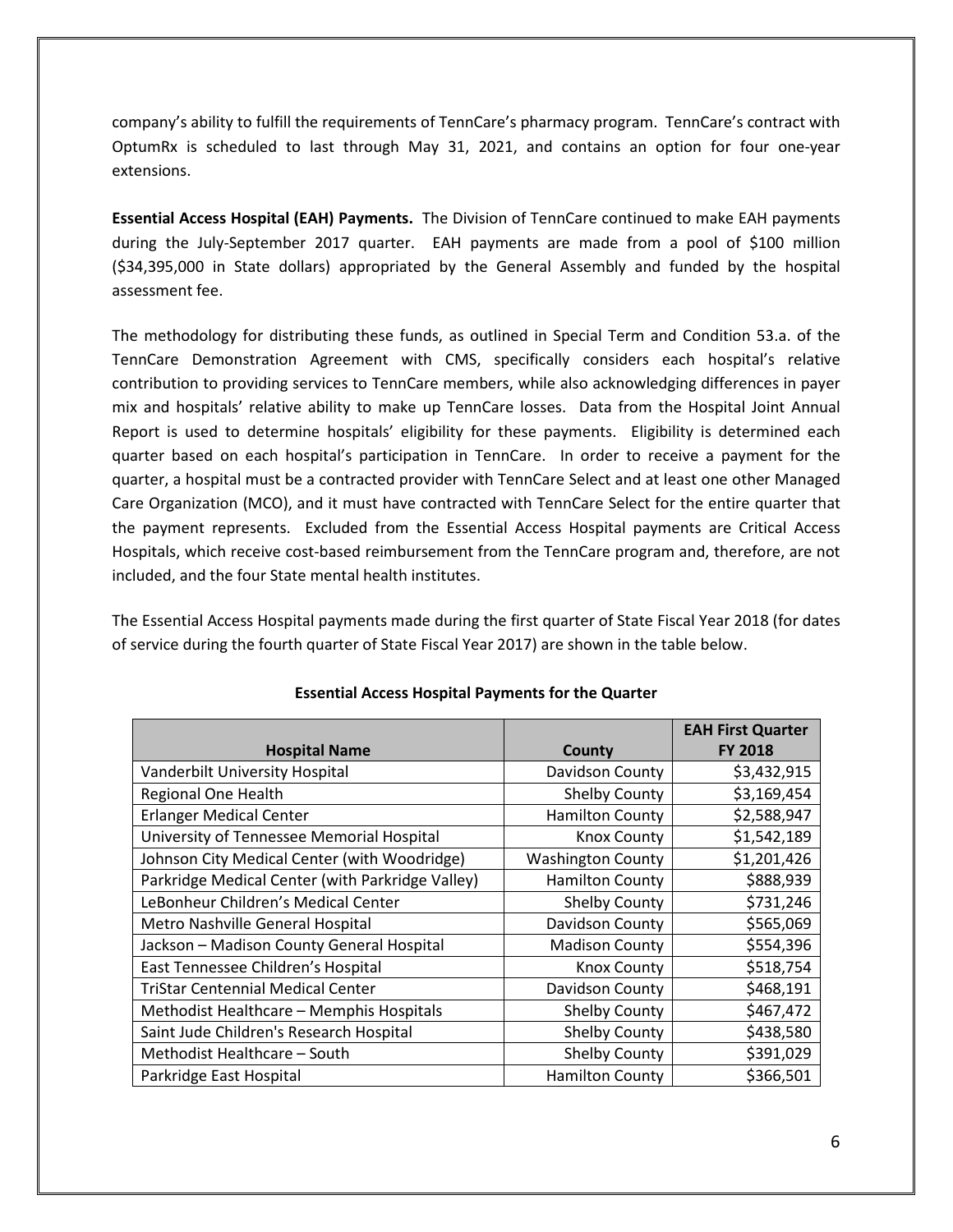company's ability to fulfill the requirements of TennCare's pharmacy program. TennCare's contract with OptumRx is scheduled to last through May 31, 2021, and contains an option for four one-year extensions.

**Essential Access Hospital (EAH) Payments.** The Division of TennCare continued to make EAH payments during the July-September 2017 quarter. EAH payments are made from a pool of \$100 million (\$34,395,000 in State dollars) appropriated by the General Assembly and funded by the hospital assessment fee.

The methodology for distributing these funds, as outlined in Special Term and Condition 53.a. of the TennCare Demonstration Agreement with CMS, specifically considers each hospital's relative contribution to providing services to TennCare members, while also acknowledging differences in payer mix and hospitals' relative ability to make up TennCare losses. Data from the Hospital Joint Annual Report is used to determine hospitals' eligibility for these payments. Eligibility is determined each quarter based on each hospital's participation in TennCare. In order to receive a payment for the quarter, a hospital must be a contracted provider with TennCare Select and at least one other Managed Care Organization (MCO), and it must have contracted with TennCare Select for the entire quarter that the payment represents. Excluded from the Essential Access Hospital payments are Critical Access Hospitals, which receive cost-based reimbursement from the TennCare program and, therefore, are not included, and the four State mental health institutes.

The Essential Access Hospital payments made during the first quarter of State Fiscal Year 2018 (for dates of service during the fourth quarter of State Fiscal Year 2017) are shown in the table below.

**Essential Access Hospital Payments for the Quarter**

| Hospital Name | County | EAH First Quarter FY 2018 |
|---|---|---|
| Vanderbilt University Hospital | Davidson County | \$3,432,915 |
| Regional One Health | Shelby County | \$3,169,454 |
| Erlanger Medical Center | Hamilton County | \$2,588,947 |
| University of Tennessee Memorial Hospital | Knox County | \$1,542,189 |
| Johnson City Medical Center (with Woodridge) | Washington County | \$1,201,426 |
| Parkridge Medical Center (with Parkridge Valley) | Hamilton County | \$888,939 |
| LeBonheur Children's Medical Center | Shelby County | \$731,246 |
| Metro Nashville General Hospital | Davidson County | \$565,069 |
| Jackson – Madison County General Hospital | Madison County | \$554,396 |
| East Tennessee Children's Hospital | Knox County | \$518,754 |
| TriStar Centennial Medical Center | Davidson County | \$468,191 |
| Methodist Healthcare – Memphis Hospitals | Shelby County | \$467,472 |
| Saint Jude Children's Research Hospital | Shelby County | \$438,580 |
| Methodist Healthcare – South | Shelby County | \$391,029 |
| Parkridge East Hospital | Hamilton County | \$366,501 |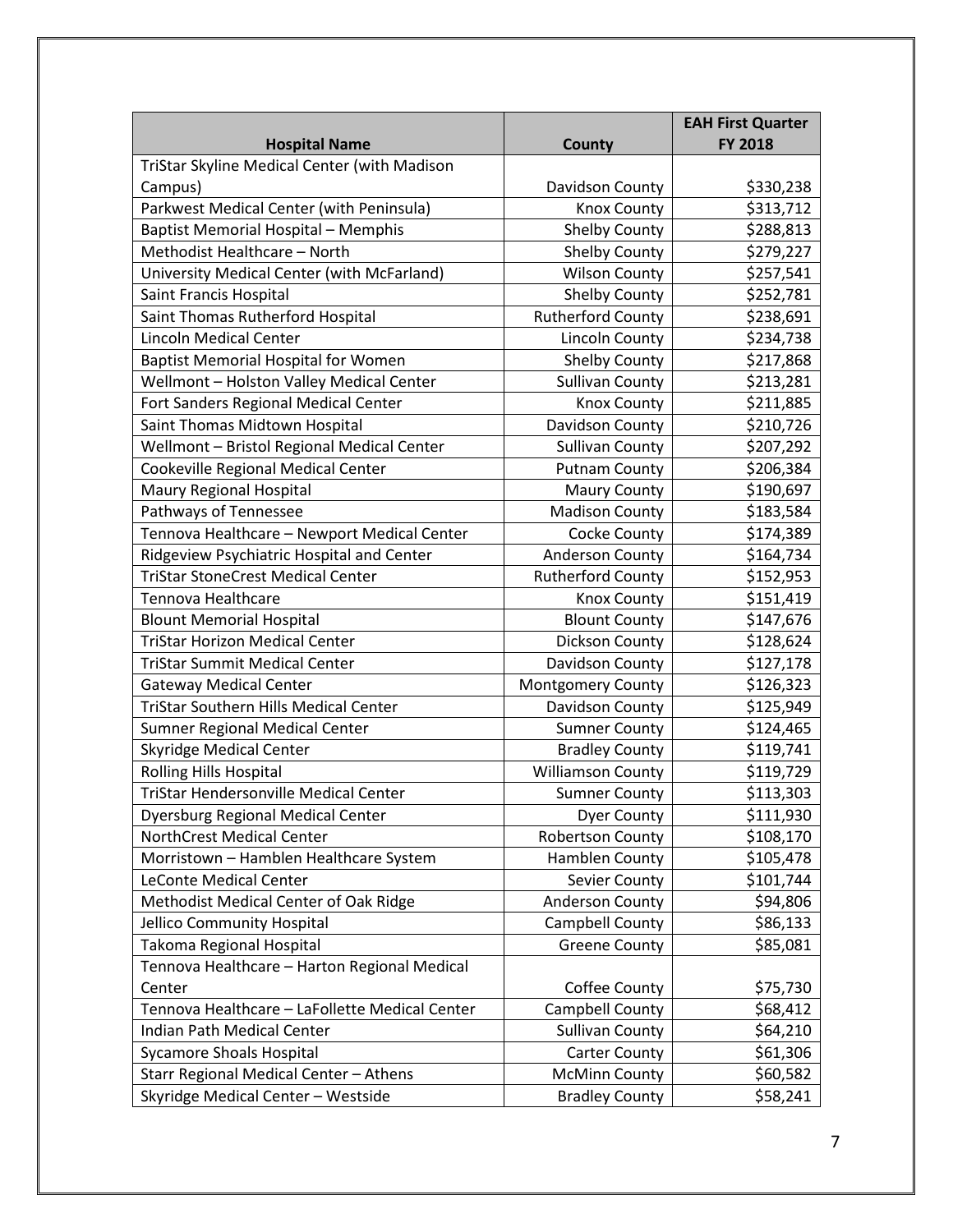| Hospital Name | County | EAH First Quarter FY 2018 |
|---|---|---|
| TriStar Skyline Medical Center (with Madison Campus) | Davidson County | $330,238 |
| Parkwest Medical Center (with Peninsula) | Knox County | $313,712 |
| Baptist Memorial Hospital – Memphis | Shelby County | $288,813 |
| Methodist Healthcare – North | Shelby County | $279,227 |
| University Medical Center (with McFarland) | Wilson County | $257,541 |
| Saint Francis Hospital | Shelby County | $252,781 |
| Saint Thomas Rutherford Hospital | Rutherford County | $238,691 |
| Lincoln Medical Center | Lincoln County | $234,738 |
| Baptist Memorial Hospital for Women | Shelby County | $217,868 |
| Wellmont – Holston Valley Medical Center | Sullivan County | $213,281 |
| Fort Sanders Regional Medical Center | Knox County | $211,885 |
| Saint Thomas Midtown Hospital | Davidson County | $210,726 |
| Wellmont – Bristol Regional Medical Center | Sullivan County | $207,292 |
| Cookeville Regional Medical Center | Putnam County | $206,384 |
| Maury Regional Hospital | Maury County | $190,697 |
| Pathways of Tennessee | Madison County | $183,584 |
| Tennova Healthcare – Newport Medical Center | Cocke County | $174,389 |
| Ridgeview Psychiatric Hospital and Center | Anderson County | $164,734 |
| TriStar StoneCrest Medical Center | Rutherford County | $152,953 |
| Tennova Healthcare | Knox County | $151,419 |
| Blount Memorial Hospital | Blount County | $147,676 |
| TriStar Horizon Medical Center | Dickson County | $128,624 |
| TriStar Summit Medical Center | Davidson County | $127,178 |
| Gateway Medical Center | Montgomery County | $126,323 |
| TriStar Southern Hills Medical Center | Davidson County | $125,949 |
| Sumner Regional Medical Center | Sumner County | $124,465 |
| Skyridge Medical Center | Bradley County | $119,741 |
| Rolling Hills Hospital | Williamson County | $119,729 |
| TriStar Hendersonville Medical Center | Sumner County | $113,303 |
| Dyersburg Regional Medical Center | Dyer County | $111,930 |
| NorthCrest Medical Center | Robertson County | $108,170 |
| Morristown – Hamblen Healthcare System | Hamblen County | $105,478 |
| LeConte Medical Center | Sevier County | $101,744 |
| Methodist Medical Center of Oak Ridge | Anderson County | $94,806 |
| Jellico Community Hospital | Campbell County | $86,133 |
| Takoma Regional Hospital | Greene County | $85,081 |
| Tennova Healthcare – Harton Regional Medical Center | Coffee County | $75,730 |
| Tennova Healthcare – LaFollette Medical Center | Campbell County | $68,412 |
| Indian Path Medical Center | Sullivan County | $64,210 |
| Sycamore Shoals Hospital | Carter County | $61,306 |
| Starr Regional Medical Center – Athens | McMinn County | $60,582 |
| Skyridge Medical Center – Westside | Bradley County | $58,241 |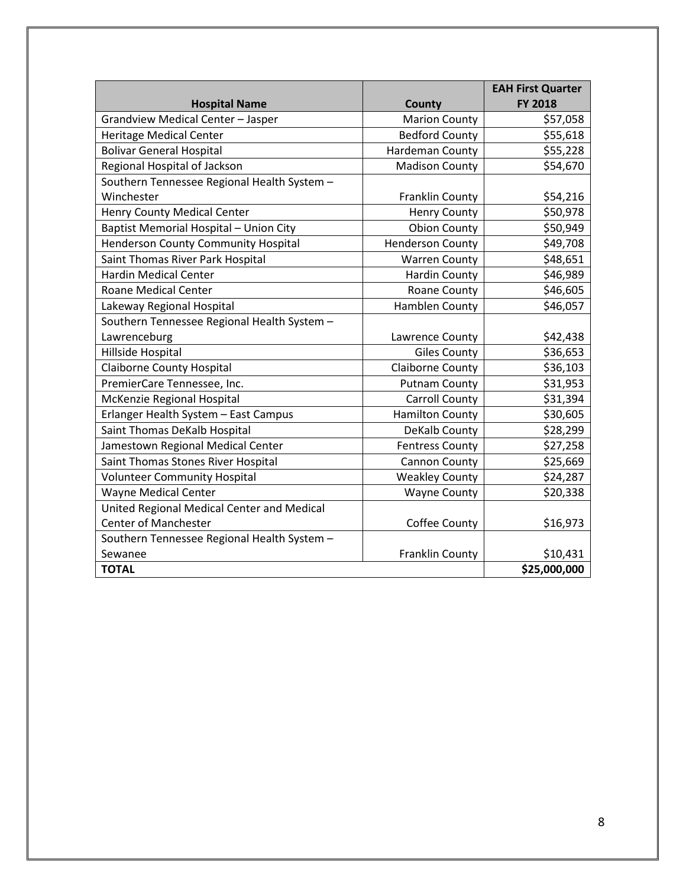| Hospital Name | County | EAH First Quarter FY 2018 |
| --- | --- | --- |
| Grandview Medical Center – Jasper | Marion County | $57,058 |
| Heritage Medical Center | Bedford County | $55,618 |
| Bolivar General Hospital | Hardeman County | $55,228 |
| Regional Hospital of Jackson | Madison County | $54,670 |
| Southern Tennessee Regional Health System – Winchester | Franklin County | $54,216 |
| Henry County Medical Center | Henry County | $50,978 |
| Baptist Memorial Hospital – Union City | Obion County | $50,949 |
| Henderson County Community Hospital | Henderson County | $49,708 |
| Saint Thomas River Park Hospital | Warren County | $48,651 |
| Hardin Medical Center | Hardin County | $46,989 |
| Roane Medical Center | Roane County | $46,605 |
| Lakeway Regional Hospital | Hamblen County | $46,057 |
| Southern Tennessee Regional Health System – Lawrenceburg | Lawrence County | $42,438 |
| Hillside Hospital | Giles County | $36,653 |
| Claiborne County Hospital | Claiborne County | $36,103 |
| PremierCare Tennessee, Inc. | Putnam County | $31,953 |
| McKenzie Regional Hospital | Carroll County | $31,394 |
| Erlanger Health System – East Campus | Hamilton County | $30,605 |
| Saint Thomas DeKalb Hospital | DeKalb County | $28,299 |
| Jamestown Regional Medical Center | Fentress County | $27,258 |
| Saint Thomas Stones River Hospital | Cannon County | $25,669 |
| Volunteer Community Hospital | Weakley County | $24,287 |
| Wayne Medical Center | Wayne County | $20,338 |
| United Regional Medical Center and Medical Center of Manchester | Coffee County | $16,973 |
| Southern Tennessee Regional Health System – Sewanee | Franklin County | $10,431 |
| **TOTAL** | | **$25,000,000** |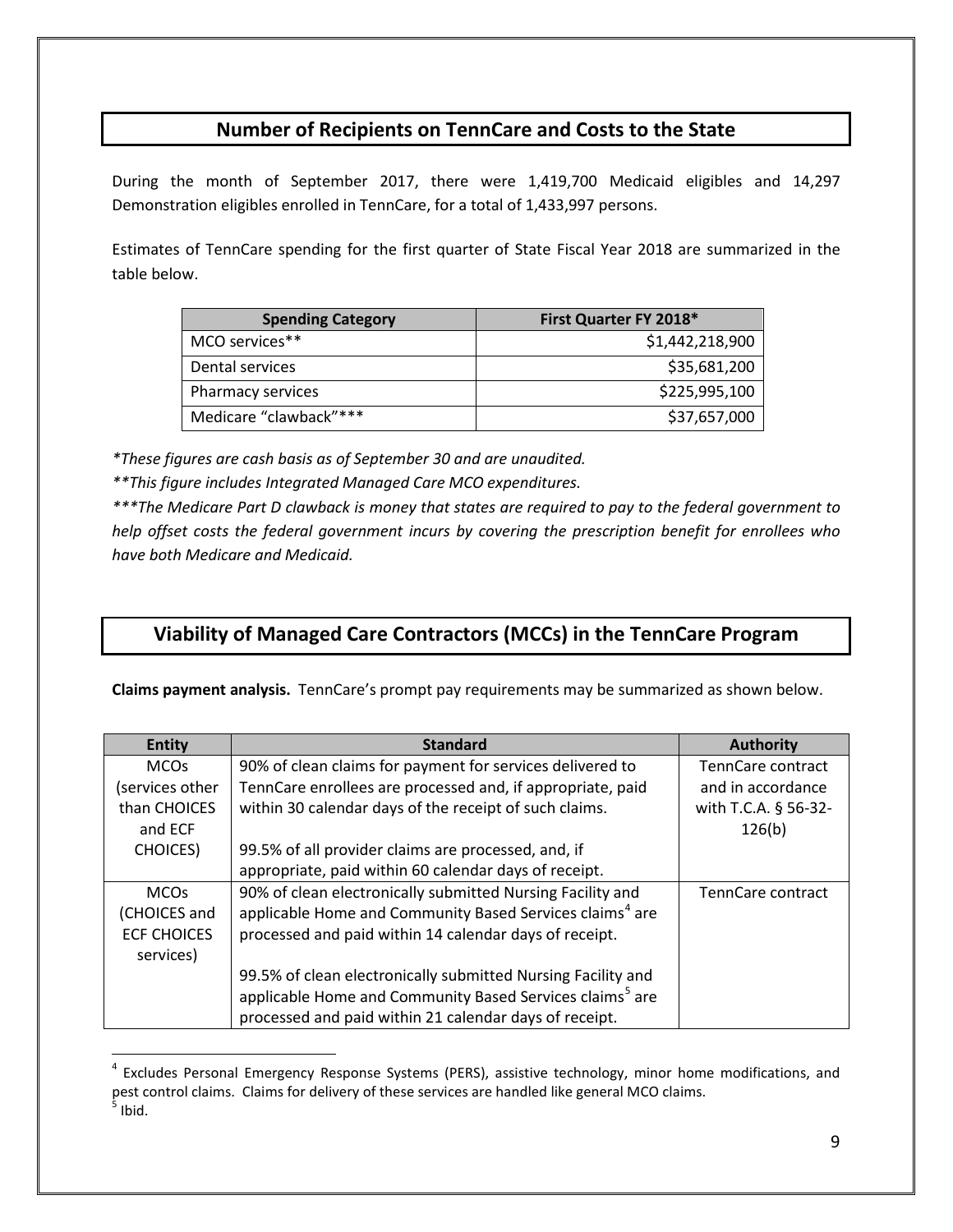## Number of Recipients on TennCare and Costs to the State

During the month of September 2017, there were 1,419,700 Medicaid eligibles and 14,297 Demonstration eligibles enrolled in TennCare, for a total of 1,433,997 persons.

Estimates of TennCare spending for the first quarter of State Fiscal Year 2018 are summarized in the table below.

| Spending Category | First Quarter FY 2018* |
|---|---|
| MCO services** | $1,442,218,900 |
| Dental services | $35,681,200 |
| Pharmacy services | $225,995,100 |
| Medicare "clawback"*** | $37,657,000 |

*\*These figures are cash basis as of September 30 and are unaudited.*

*\*\*This figure includes Integrated Managed Care MCO expenditures.*

*\*\*\*The Medicare Part D clawback is money that states are required to pay to the federal government to help offset costs the federal government incurs by covering the prescription benefit for enrollees who have both Medicare and Medicaid.*

## Viability of Managed Care Contractors (MCCs) in the TennCare Program

**Claims payment analysis.** TennCare's prompt pay requirements may be summarized as shown below.

| Entity | Standard | Authority |
|---|---|---|
| MCOs (services other than CHOICES and ECF CHOICES) | 90% of clean claims for payment for services delivered to TennCare enrollees are processed and, if appropriate, paid within 30 calendar days of the receipt of such claims.<br><br>99.5% of all provider claims are processed, and, if appropriate, paid within 60 calendar days of receipt. | TennCare contract and in accordance with T.C.A. § 56-32-126(b) |
| MCOs (CHOICES and ECF CHOICES services) | 90% of clean electronically submitted Nursing Facility and applicable Home and Community Based Services claims[4] are processed and paid within 14 calendar days of receipt.<br><br>99.5% of clean electronically submitted Nursing Facility and applicable Home and Community Based Services claims[5] are processed and paid within 21 calendar days of receipt. | TennCare contract |

[4] Excludes Personal Emergency Response Systems (PERS), assistive technology, minor home modifications, and pest control claims. Claims for delivery of these services are handled like general MCO claims.

[5] Ibid.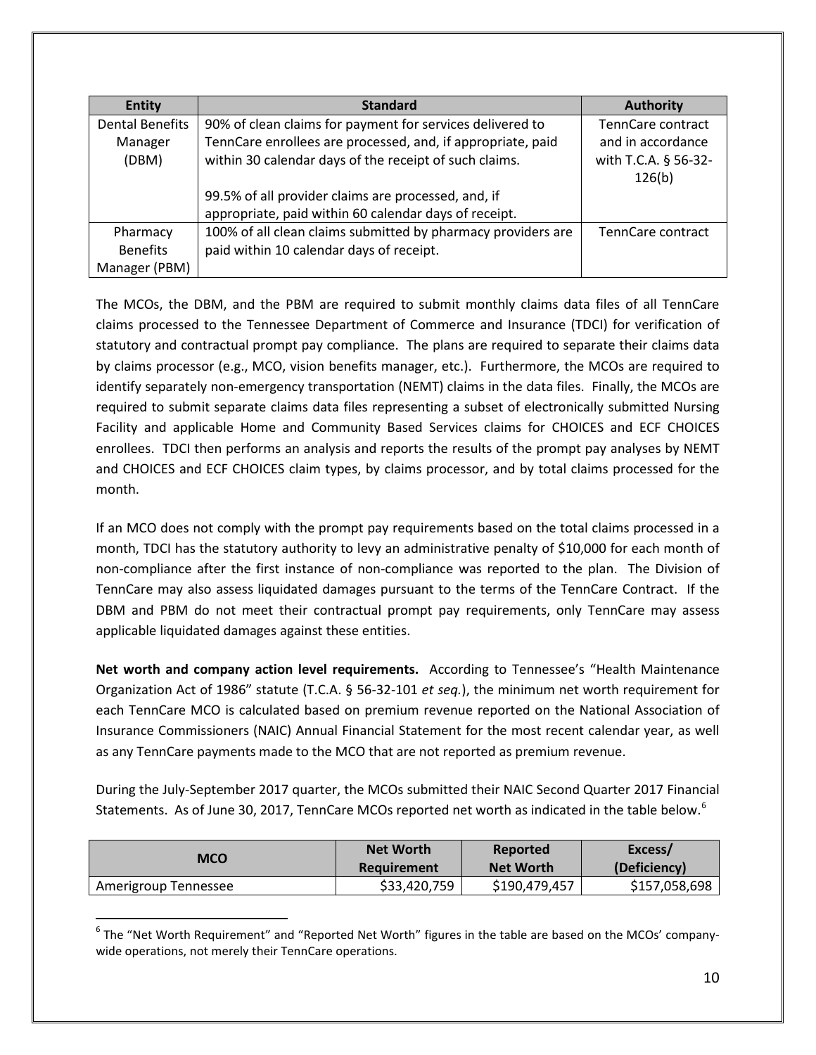| Entity | Standard | Authority |
|---|---|---|
| Dental Benefits Manager (DBM) | 90% of clean claims for payment for services delivered to TennCare enrollees are processed, and, if appropriate, paid within 30 calendar days of the receipt of such claims.<br><br>99.5% of all provider claims are processed, and, if appropriate, paid within 60 calendar days of receipt. | TennCare contract and in accordance with T.C.A. § 56-32-126(b) |
| Pharmacy Benefits Manager (PBM) | 100% of all clean claims submitted by pharmacy providers are paid within 10 calendar days of receipt. | TennCare contract |

The MCOs, the DBM, and the PBM are required to submit monthly claims data files of all TennCare claims processed to the Tennessee Department of Commerce and Insurance (TDCI) for verification of statutory and contractual prompt pay compliance. The plans are required to separate their claims data by claims processor (e.g., MCO, vision benefits manager, etc.). Furthermore, the MCOs are required to identify separately non-emergency transportation (NEMT) claims in the data files. Finally, the MCOs are required to submit separate claims data files representing a subset of electronically submitted Nursing Facility and applicable Home and Community Based Services claims for CHOICES and ECF CHOICES enrollees. TDCI then performs an analysis and reports the results of the prompt pay analyses by NEMT and CHOICES and ECF CHOICES claim types, by claims processor, and by total claims processed for the month.

If an MCO does not comply with the prompt pay requirements based on the total claims processed in a month, TDCI has the statutory authority to levy an administrative penalty of $10,000 for each month of non-compliance after the first instance of non-compliance was reported to the plan. The Division of TennCare may also assess liquidated damages pursuant to the terms of the TennCare Contract. If the DBM and PBM do not meet their contractual prompt pay requirements, only TennCare may assess applicable liquidated damages against these entities.

**Net worth and company action level requirements.** According to Tennessee's "Health Maintenance Organization Act of 1986" statute (T.C.A. § 56-32-101 *et seq.*), the minimum net worth requirement for each TennCare MCO is calculated based on premium revenue reported on the National Association of Insurance Commissioners (NAIC) Annual Financial Statement for the most recent calendar year, as well as any TennCare payments made to the MCO that are not reported as premium revenue.

During the July-September 2017 quarter, the MCOs submitted their NAIC Second Quarter 2017 Financial Statements. As of June 30, 2017, TennCare MCOs reported net worth as indicated in the table below.[6]

| MCO | Net Worth Requirement | Reported Net Worth | Excess/ (Deficiency) |
|---|---|---|---|
| Amerigroup Tennessee | $33,420,759 | $190,479,457 | $157,058,698 |

[6] The "Net Worth Requirement" and "Reported Net Worth" figures in the table are based on the MCOs' company-wide operations, not merely their TennCare operations.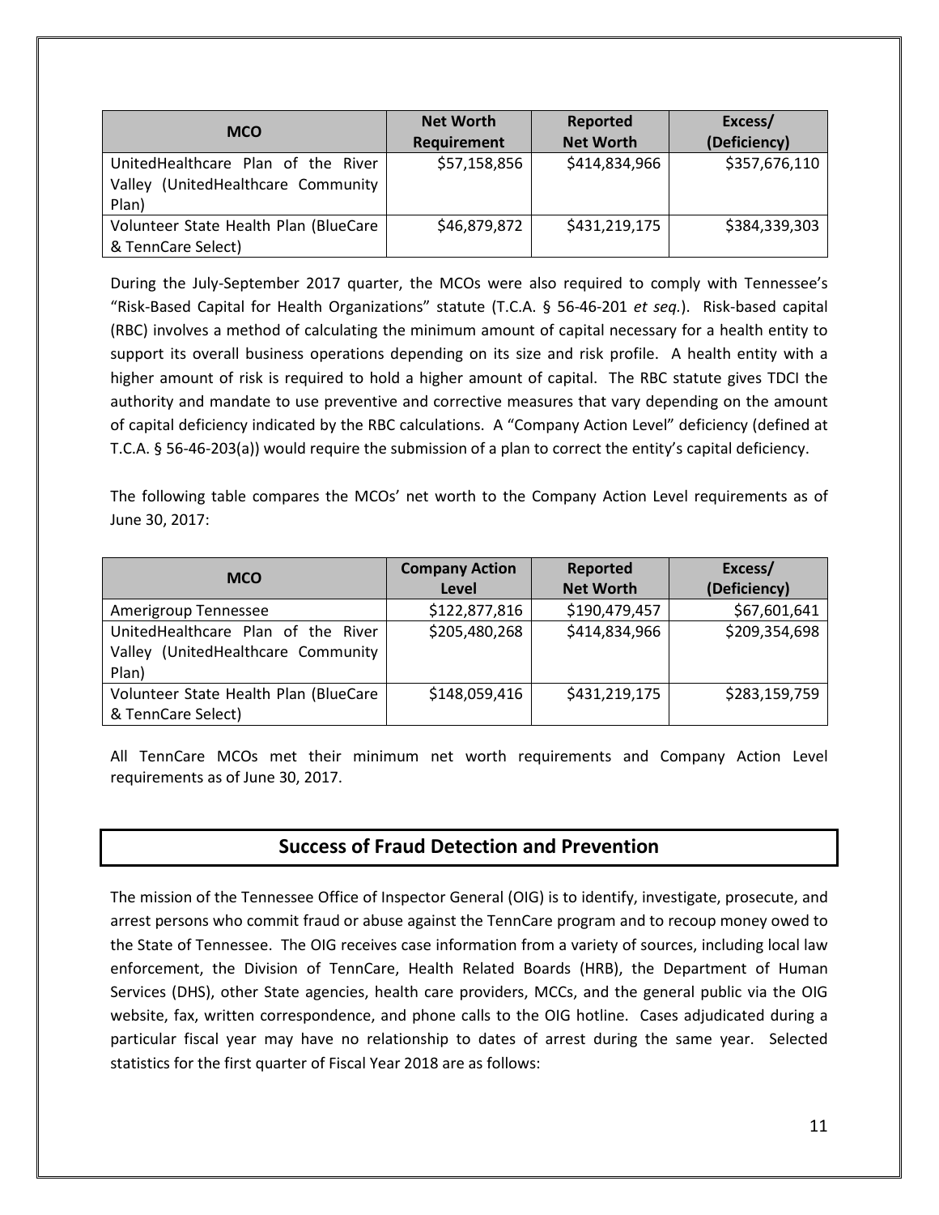| MCO | Net Worth Requirement | Reported Net Worth | Excess/ (Deficiency) |
|---|---|---|---|
| UnitedHealthcare Plan of the River Valley (UnitedHealthcare Community Plan) | $57,158,856 | $414,834,966 | $357,676,110 |
| Volunteer State Health Plan (BlueCare & TennCare Select) | $46,879,872 | $431,219,175 | $384,339,303 |

During the July-September 2017 quarter, the MCOs were also required to comply with Tennessee's "Risk-Based Capital for Health Organizations" statute (T.C.A. § 56-46-201 *et seq.*). Risk-based capital (RBC) involves a method of calculating the minimum amount of capital necessary for a health entity to support its overall business operations depending on its size and risk profile. A health entity with a higher amount of risk is required to hold a higher amount of capital. The RBC statute gives TDCI the authority and mandate to use preventive and corrective measures that vary depending on the amount of capital deficiency indicated by the RBC calculations. A "Company Action Level" deficiency (defined at T.C.A. § 56-46-203(a)) would require the submission of a plan to correct the entity's capital deficiency.

The following table compares the MCOs' net worth to the Company Action Level requirements as of June 30, 2017:

| MCO | Company Action Level | Reported Net Worth | Excess/ (Deficiency) |
|---|---|---|---|
| Amerigroup Tennessee | $122,877,816 | $190,479,457 | $67,601,641 |
| UnitedHealthcare Plan of the River Valley (UnitedHealthcare Community Plan) | $205,480,268 | $414,834,966 | $209,354,698 |
| Volunteer State Health Plan (BlueCare & TennCare Select) | $148,059,416 | $431,219,175 | $283,159,759 |

All TennCare MCOs met their minimum net worth requirements and Company Action Level requirements as of June 30, 2017.

## Success of Fraud Detection and Prevention

The mission of the Tennessee Office of Inspector General (OIG) is to identify, investigate, prosecute, and arrest persons who commit fraud or abuse against the TennCare program and to recoup money owed to the State of Tennessee. The OIG receives case information from a variety of sources, including local law enforcement, the Division of TennCare, Health Related Boards (HRB), the Department of Human Services (DHS), other State agencies, health care providers, MCCs, and the general public via the OIG website, fax, written correspondence, and phone calls to the OIG hotline. Cases adjudicated during a particular fiscal year may have no relationship to dates of arrest during the same year. Selected statistics for the first quarter of Fiscal Year 2018 are as follows: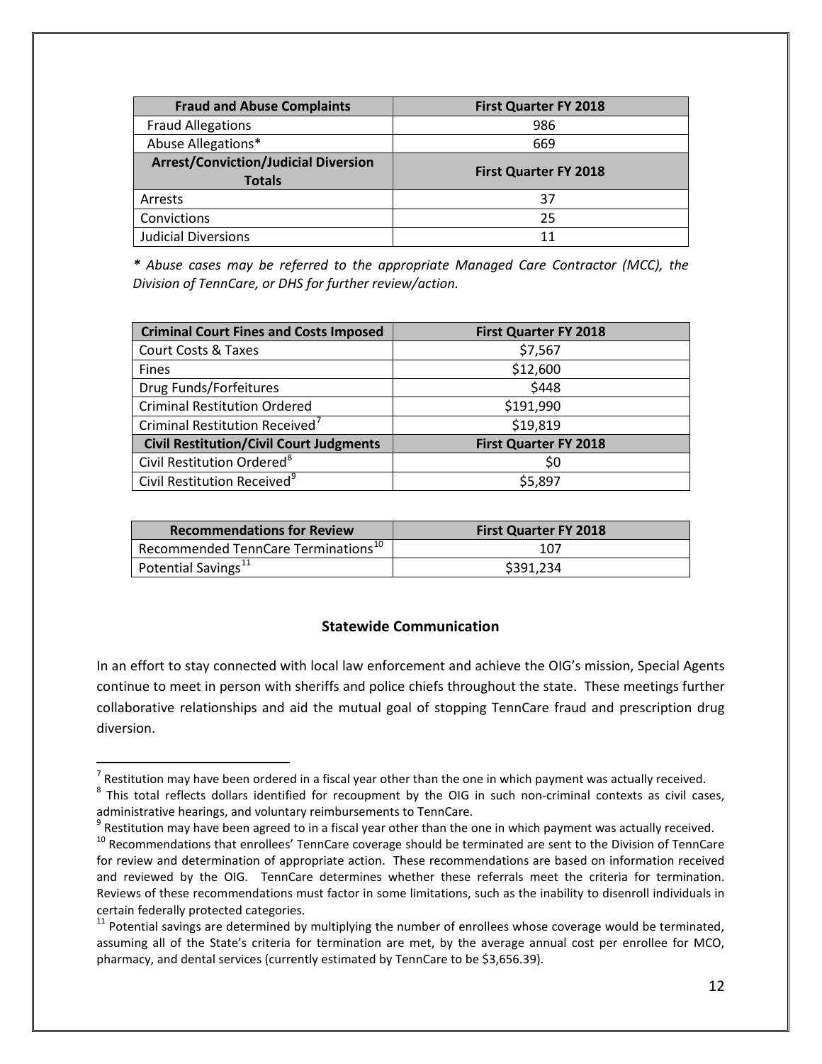| Fraud and Abuse Complaints | First Quarter FY 2018 |
|---|---|
| Fraud Allegations | 986 |
| Abuse Allegations* | 669 |
| **Arrest/Conviction/Judicial Diversion Totals** | **First Quarter FY 2018** |
| Arrests | 37 |
| Convictions | 25 |
| Judicial Diversions | 11 |

*\* Abuse cases may be referred to the appropriate Managed Care Contractor (MCC), the Division of TennCare, or DHS for further review/action.*

| Criminal Court Fines and Costs Imposed | First Quarter FY 2018 |
|---|---|
| Court Costs & Taxes | $7,567 |
| Fines | $12,600 |
| Drug Funds/Forfeitures | $448 |
| Criminal Restitution Ordered | $191,990 |
| Criminal Restitution Received[7] | $19,819 |
| **Civil Restitution/Civil Court Judgments** | **First Quarter FY 2018** |
| Civil Restitution Ordered[8] | $0 |
| Civil Restitution Received[9] | $5,897 |

| Recommendations for Review | First Quarter FY 2018 |
|---|---|
| Recommended TennCare Terminations[10] | 107 |
| Potential Savings[11] | $391,234 |

## Statewide Communication

In an effort to stay connected with local law enforcement and achieve the OIG's mission, Special Agents continue to meet in person with sheriffs and police chiefs throughout the state. These meetings further collaborative relationships and aid the mutual goal of stopping TennCare fraud and prescription drug diversion.

---

[7] Restitution may have been ordered in a fiscal year other than the one in which payment was actually received.

[8] This total reflects dollars identified for recoupment by the OIG in such non-criminal contexts as civil cases, administrative hearings, and voluntary reimbursements to TennCare.

[9] Restitution may have been agreed to in a fiscal year other than the one in which payment was actually received.

[10] Recommendations that enrollees' TennCare coverage should be terminated are sent to the Division of TennCare for review and determination of appropriate action. These recommendations are based on information received and reviewed by the OIG. TennCare determines whether these referrals meet the criteria for termination. Reviews of these recommendations must factor in some limitations, such as the inability to disenroll individuals in certain federally protected categories.

[11] Potential savings are determined by multiplying the number of enrollees whose coverage would be terminated, assuming all of the State's criteria for termination are met, by the average annual cost per enrollee for MCO, pharmacy, and dental services (currently estimated by TennCare to be $3,656.39).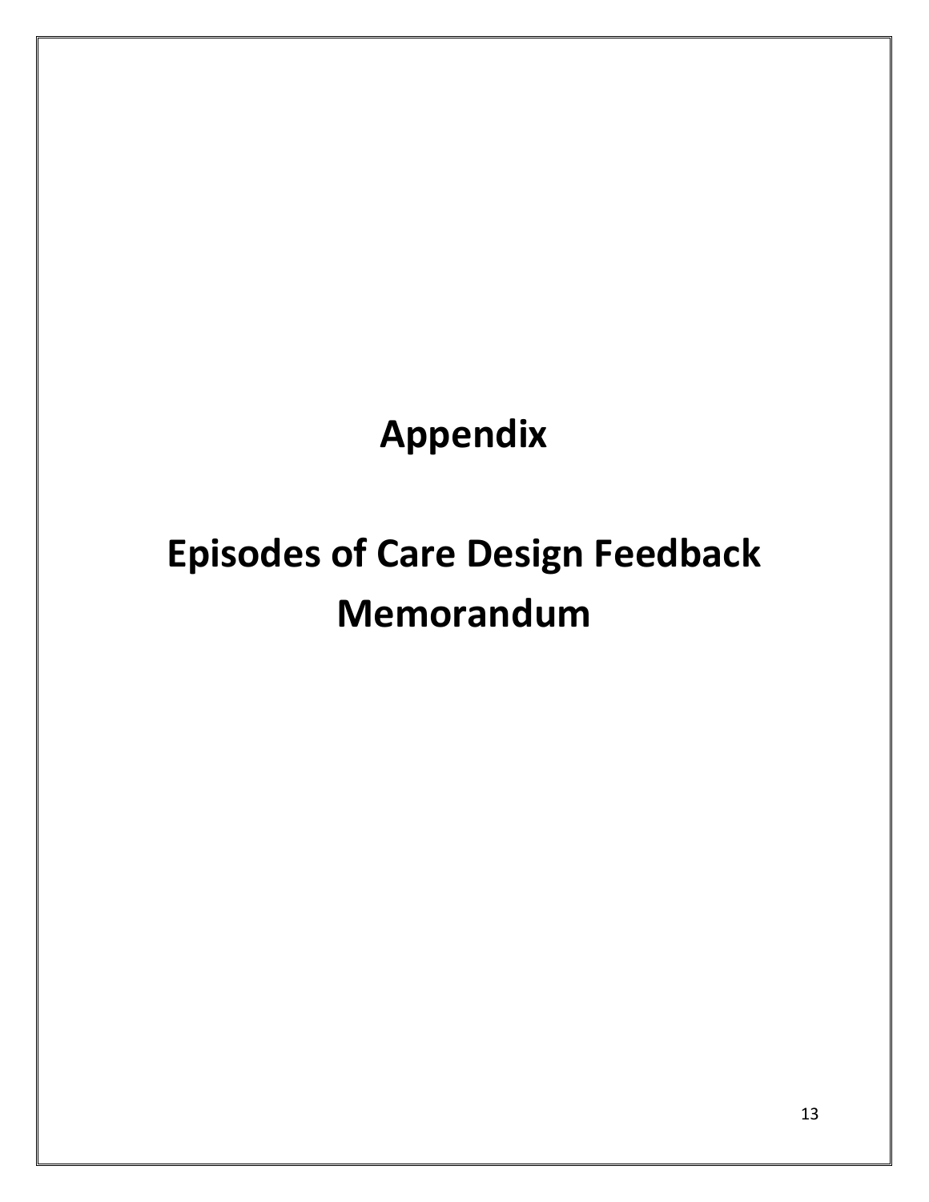# Appendix

# Episodes of Care Design Feedback Memorandum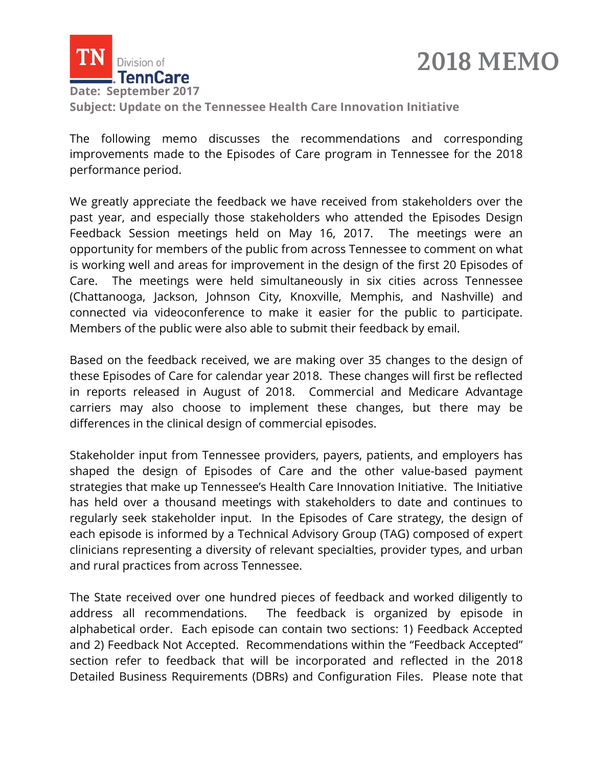# 2018 MEMO

**Date: September 2017**

**Subject: Update on the Tennessee Health Care Innovation Initiative**

The following memo discusses the recommendations and corresponding improvements made to the Episodes of Care program in Tennessee for the 2018 performance period.

We greatly appreciate the feedback we have received from stakeholders over the past year, and especially those stakeholders who attended the Episodes Design Feedback Session meetings held on May 16, 2017. The meetings were an opportunity for members of the public from across Tennessee to comment on what is working well and areas for improvement in the design of the first 20 Episodes of Care. The meetings were held simultaneously in six cities across Tennessee (Chattanooga, Jackson, Johnson City, Knoxville, Memphis, and Nashville) and connected via videoconference to make it easier for the public to participate. Members of the public were also able to submit their feedback by email.

Based on the feedback received, we are making over 35 changes to the design of these Episodes of Care for calendar year 2018. These changes will first be reflected in reports released in August of 2018. Commercial and Medicare Advantage carriers may also choose to implement these changes, but there may be differences in the clinical design of commercial episodes.

Stakeholder input from Tennessee providers, payers, patients, and employers has shaped the design of Episodes of Care and the other value-based payment strategies that make up Tennessee's Health Care Innovation Initiative. The Initiative has held over a thousand meetings with stakeholders to date and continues to regularly seek stakeholder input. In the Episodes of Care strategy, the design of each episode is informed by a Technical Advisory Group (TAG) composed of expert clinicians representing a diversity of relevant specialties, provider types, and urban and rural practices from across Tennessee.

The State received over one hundred pieces of feedback and worked diligently to address all recommendations. The feedback is organized by episode in alphabetical order. Each episode can contain two sections: 1) Feedback Accepted and 2) Feedback Not Accepted. Recommendations within the "Feedback Accepted" section refer to feedback that will be incorporated and reflected in the 2018 Detailed Business Requirements (DBRs) and Configuration Files. Please note that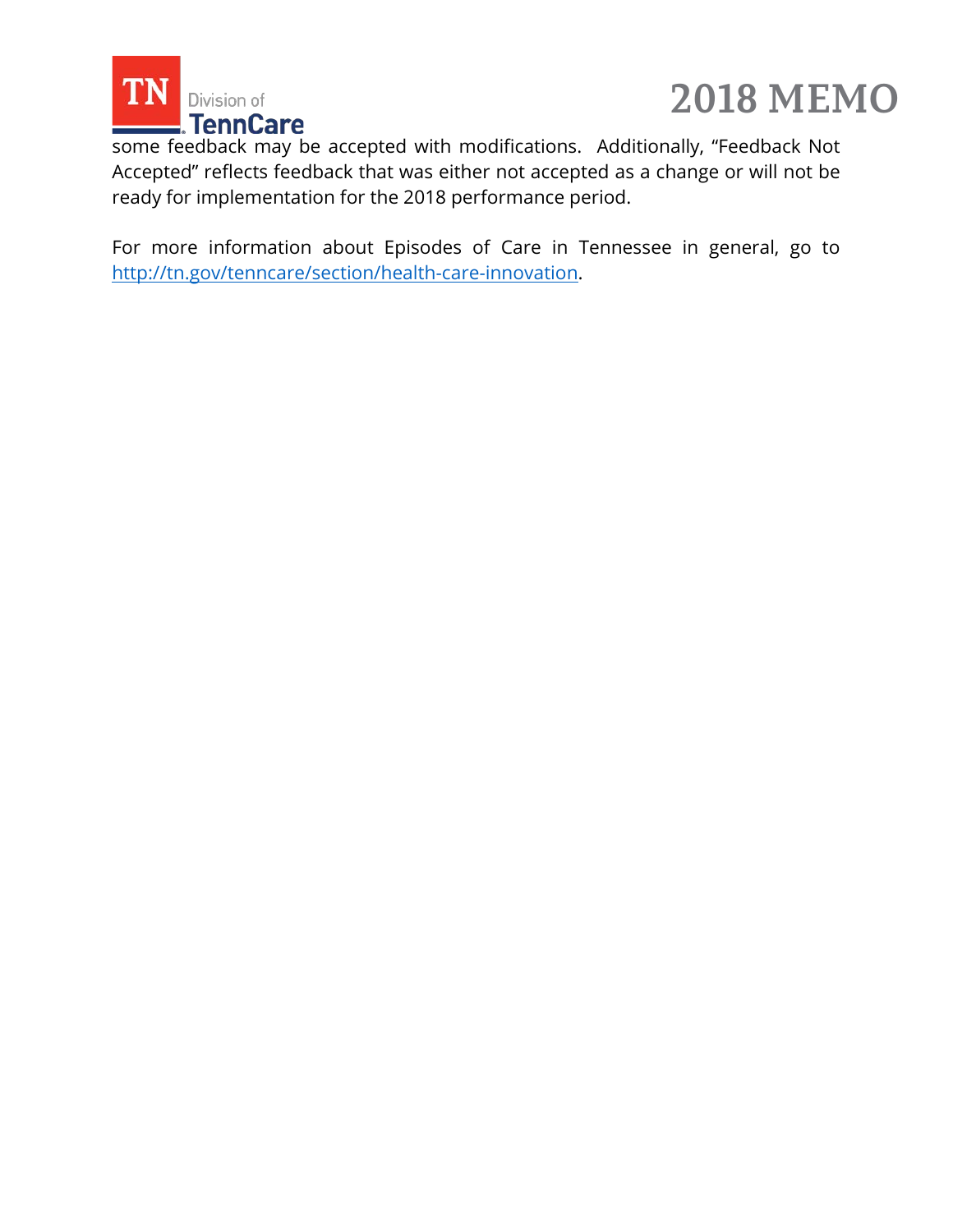some feedback may be accepted with modifications. Additionally, "Feedback Not Accepted" reflects feedback that was either not accepted as a change or will not be ready for implementation for the 2018 performance period.

For more information about Episodes of Care in Tennessee in general, go to [http://tn.gov/tenncare/section/health-care-innovation](http://tn.gov/tenncare/section/health-care-innovation).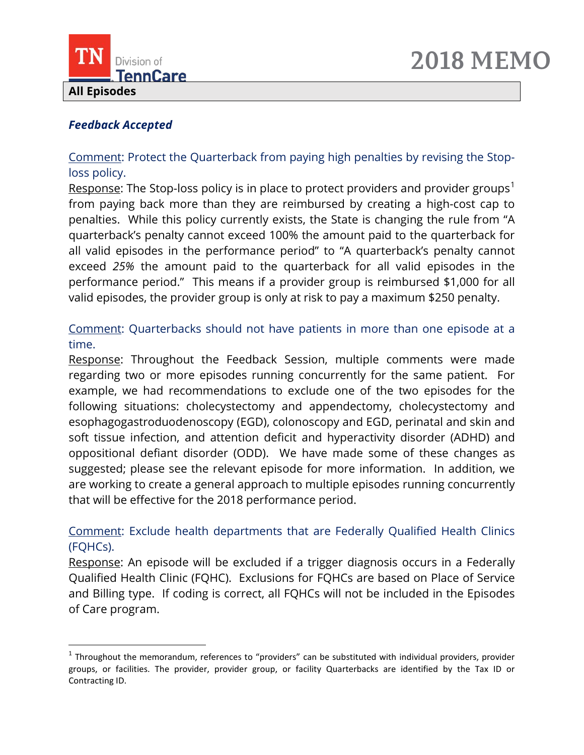**All Episodes**

***Feedback Accepted***

Comment: Protect the Quarterback from paying high penalties by revising the Stop-loss policy.

Response: The Stop-loss policy is in place to protect providers and provider groups[1] from paying back more than they are reimbursed by creating a high-cost cap to penalties. While this policy currently exists, the State is changing the rule from "A quarterback's penalty cannot exceed 100% the amount paid to the quarterback for all valid episodes in the performance period" to "A quarterback's penalty cannot exceed *25%* the amount paid to the quarterback for all valid episodes in the performance period." This means if a provider group is reimbursed $1,000 for all valid episodes, the provider group is only at risk to pay a maximum $250 penalty.

Comment: Quarterbacks should not have patients in more than one episode at a time.

Response: Throughout the Feedback Session, multiple comments were made regarding two or more episodes running concurrently for the same patient. For example, we had recommendations to exclude one of the two episodes for the following situations: cholecystectomy and appendectomy, cholecystectomy and esophagogastroduodenoscopy (EGD), colonoscopy and EGD, perinatal and skin and soft tissue infection, and attention deficit and hyperactivity disorder (ADHD) and oppositional defiant disorder (ODD). We have made some of these changes as suggested; please see the relevant episode for more information. In addition, we are working to create a general approach to multiple episodes running concurrently that will be effective for the 2018 performance period.

Comment: Exclude health departments that are Federally Qualified Health Clinics (FQHCs).

Response: An episode will be excluded if a trigger diagnosis occurs in a Federally Qualified Health Clinic (FQHC). Exclusions for FQHCs are based on Place of Service and Billing type. If coding is correct, all FQHCs will not be included in the Episodes of Care program.

[1] Throughout the memorandum, references to "providers" can be substituted with individual providers, provider groups, or facilities. The provider, provider group, or facility Quarterbacks are identified by the Tax ID or Contracting ID.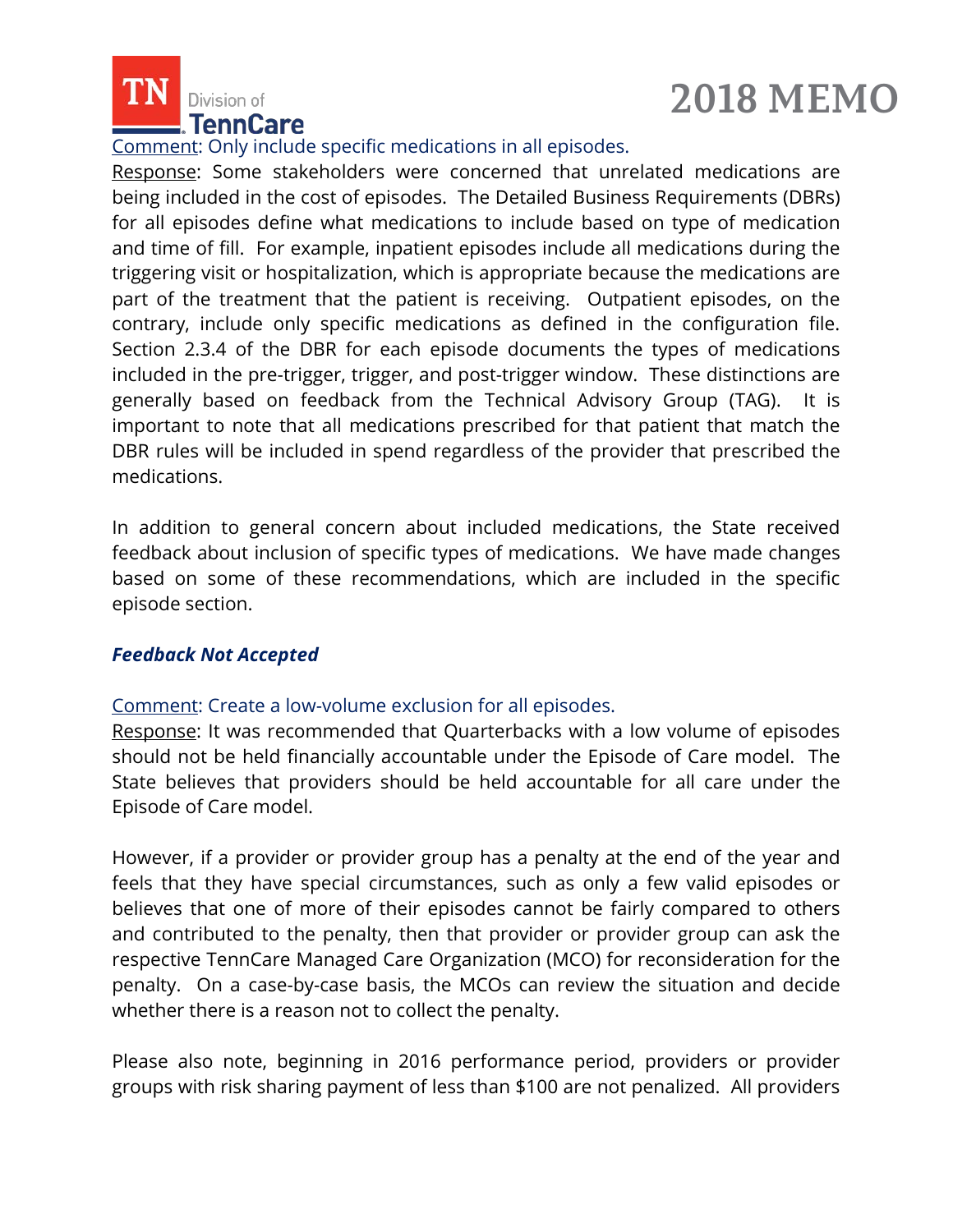Comment: Only include specific medications in all episodes.

Response: Some stakeholders were concerned that unrelated medications are being included in the cost of episodes. The Detailed Business Requirements (DBRs) for all episodes define what medications to include based on type of medication and time of fill. For example, inpatient episodes include all medications during the triggering visit or hospitalization, which is appropriate because the medications are part of the treatment that the patient is receiving. Outpatient episodes, on the contrary, include only specific medications as defined in the configuration file. Section 2.3.4 of the DBR for each episode documents the types of medications included in the pre-trigger, trigger, and post-trigger window. These distinctions are generally based on feedback from the Technical Advisory Group (TAG). It is important to note that all medications prescribed for that patient that match the DBR rules will be included in spend regardless of the provider that prescribed the medications.

In addition to general concern about included medications, the State received feedback about inclusion of specific types of medications. We have made changes based on some of these recommendations, which are included in the specific episode section.

***Feedback Not Accepted***

Comment: Create a low-volume exclusion for all episodes.

Response: It was recommended that Quarterbacks with a low volume of episodes should not be held financially accountable under the Episode of Care model. The State believes that providers should be held accountable for all care under the Episode of Care model.

However, if a provider or provider group has a penalty at the end of the year and feels that they have special circumstances, such as only a few valid episodes or believes that one of more of their episodes cannot be fairly compared to others and contributed to the penalty, then that provider or provider group can ask the respective TennCare Managed Care Organization (MCO) for reconsideration for the penalty. On a case-by-case basis, the MCOs can review the situation and decide whether there is a reason not to collect the penalty.

Please also note, beginning in 2016 performance period, providers or provider groups with risk sharing payment of less than $100 are not penalized. All providers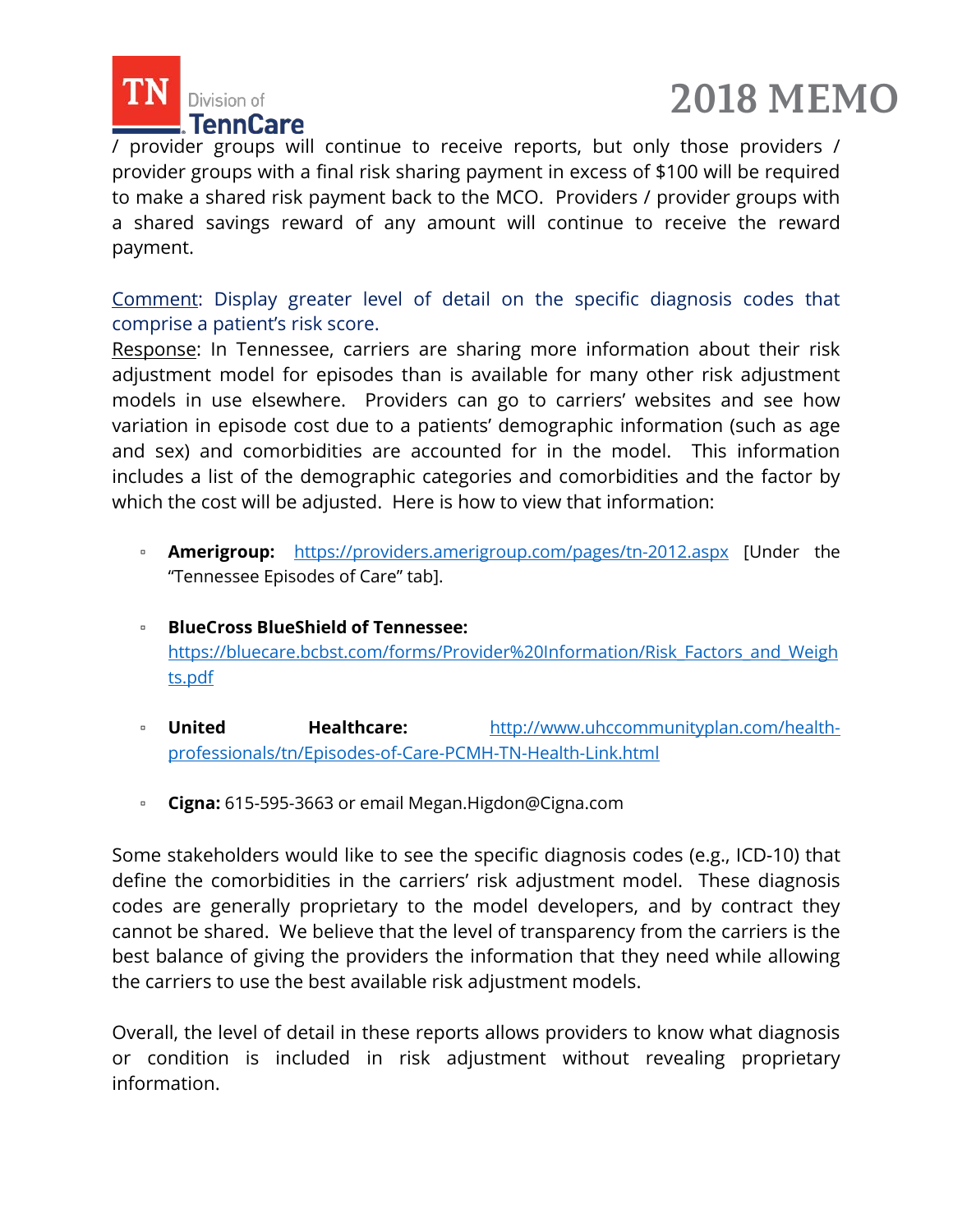/ provider groups will continue to receive reports, but only those providers / provider groups with a final risk sharing payment in excess of $100 will be required to make a shared risk payment back to the MCO. Providers / provider groups with a shared savings reward of any amount will continue to receive the reward payment.

Comment: Display greater level of detail on the specific diagnosis codes that comprise a patient's risk score.

Response: In Tennessee, carriers are sharing more information about their risk adjustment model for episodes than is available for many other risk adjustment models in use elsewhere. Providers can go to carriers' websites and see how variation in episode cost due to a patients' demographic information (such as age and sex) and comorbidities are accounted for in the model. This information includes a list of the demographic categories and comorbidities and the factor by which the cost will be adjusted. Here is how to view that information:

- **Amerigroup:** https://providers.amerigroup.com/pages/tn-2012.aspx [Under the "Tennessee Episodes of Care" tab].
- **BlueCross BlueShield of Tennessee:** https://bluecare.bcbst.com/forms/Provider%20Information/Risk_Factors_and_Weights.pdf
- **United Healthcare:** http://www.uhccommunityplan.com/health-professionals/tn/Episodes-of-Care-PCMH-TN-Health-Link.html
- **Cigna:** 615-595-3663 or email Megan.Higdon@Cigna.com

Some stakeholders would like to see the specific diagnosis codes (e.g., ICD-10) that define the comorbidities in the carriers' risk adjustment model. These diagnosis codes are generally proprietary to the model developers, and by contract they cannot be shared. We believe that the level of transparency from the carriers is the best balance of giving the providers the information that they need while allowing the carriers to use the best available risk adjustment models.

Overall, the level of detail in these reports allows providers to know what diagnosis or condition is included in risk adjustment without revealing proprietary information.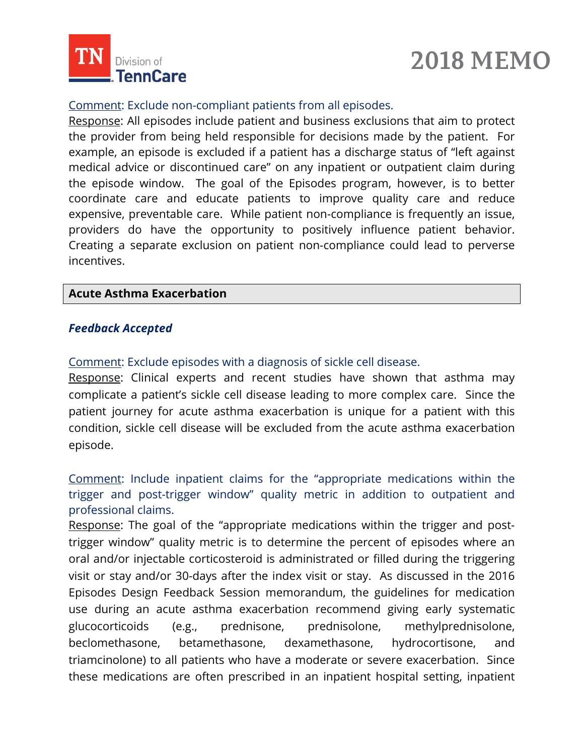Comment: Exclude non-compliant patients from all episodes.

Response: All episodes include patient and business exclusions that aim to protect the provider from being held responsible for decisions made by the patient. For example, an episode is excluded if a patient has a discharge status of "left against medical advice or discontinued care" on any inpatient or outpatient claim during the episode window. The goal of the Episodes program, however, is to better coordinate care and educate patients to improve quality care and reduce expensive, preventable care. While patient non-compliance is frequently an issue, providers do have the opportunity to positively influence patient behavior. Creating a separate exclusion on patient non-compliance could lead to perverse incentives.

## Acute Asthma Exacerbation

### *Feedback Accepted*

Comment: Exclude episodes with a diagnosis of sickle cell disease.

Response: Clinical experts and recent studies have shown that asthma may complicate a patient's sickle cell disease leading to more complex care. Since the patient journey for acute asthma exacerbation is unique for a patient with this condition, sickle cell disease will be excluded from the acute asthma exacerbation episode.

Comment: Include inpatient claims for the "appropriate medications within the trigger and post-trigger window" quality metric in addition to outpatient and professional claims.

Response: The goal of the "appropriate medications within the trigger and post-trigger window" quality metric is to determine the percent of episodes where an oral and/or injectable corticosteroid is administrated or filled during the triggering visit or stay and/or 30-days after the index visit or stay. As discussed in the 2016 Episodes Design Feedback Session memorandum, the guidelines for medication use during an acute asthma exacerbation recommend giving early systematic glucocorticoids (e.g., prednisone, prednisolone, methylprednisolone, beclomethasone, betamethasone, dexamethasone, hydrocortisone, and triamcinolone) to all patients who have a moderate or severe exacerbation. Since these medications are often prescribed in an inpatient hospital setting, inpatient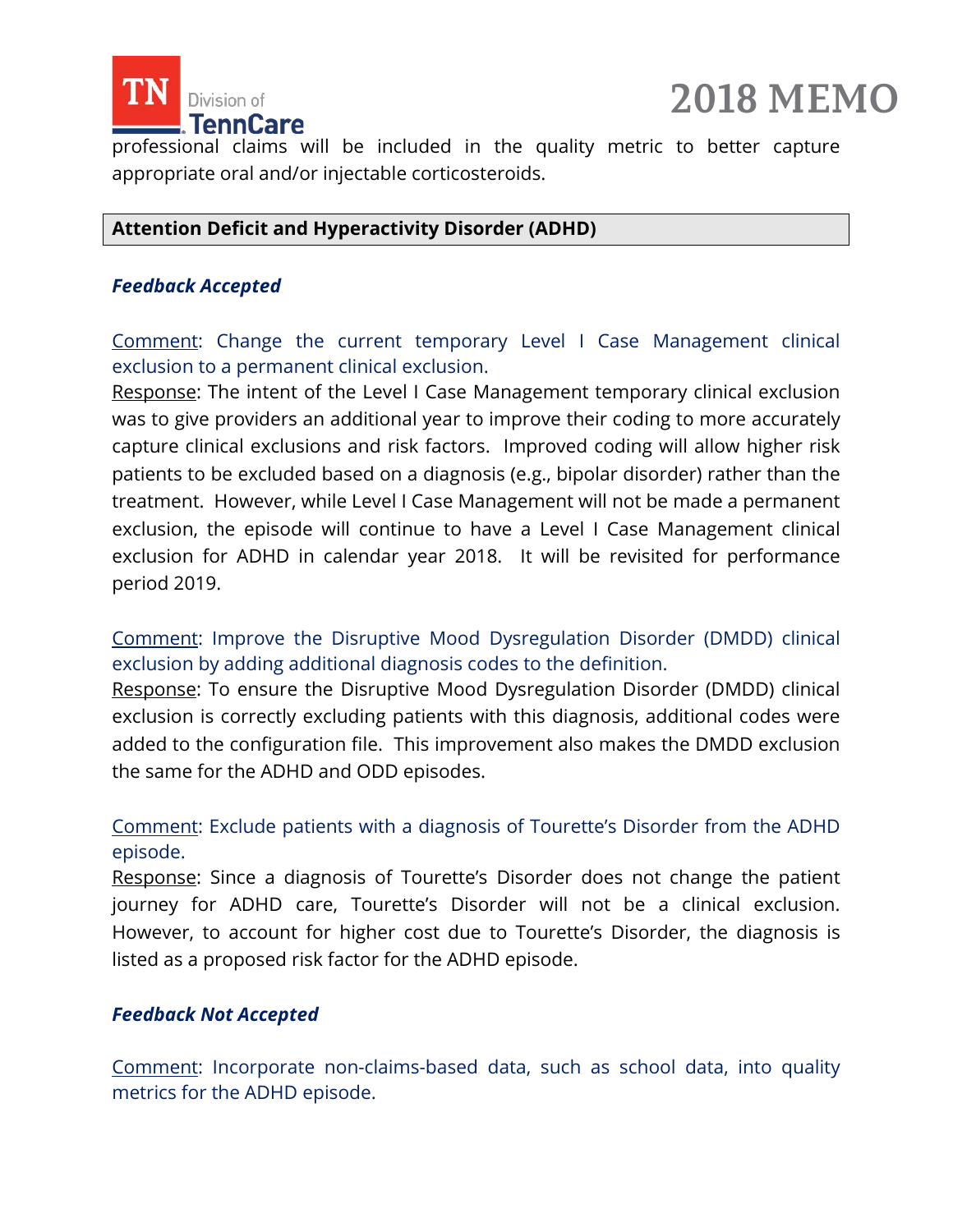professional claims will be included in the quality metric to better capture appropriate oral and/or injectable corticosteroids.

## Attention Deficit and Hyperactivity Disorder (ADHD)

***Feedback Accepted***

Comment: Change the current temporary Level I Case Management clinical exclusion to a permanent clinical exclusion.

Response: The intent of the Level I Case Management temporary clinical exclusion was to give providers an additional year to improve their coding to more accurately capture clinical exclusions and risk factors. Improved coding will allow higher risk patients to be excluded based on a diagnosis (e.g., bipolar disorder) rather than the treatment. However, while Level I Case Management will not be made a permanent exclusion, the episode will continue to have a Level I Case Management clinical exclusion for ADHD in calendar year 2018. It will be revisited for performance period 2019.

Comment: Improve the Disruptive Mood Dysregulation Disorder (DMDD) clinical exclusion by adding additional diagnosis codes to the definition.

Response: To ensure the Disruptive Mood Dysregulation Disorder (DMDD) clinical exclusion is correctly excluding patients with this diagnosis, additional codes were added to the configuration file. This improvement also makes the DMDD exclusion the same for the ADHD and ODD episodes.

Comment: Exclude patients with a diagnosis of Tourette's Disorder from the ADHD episode.

Response: Since a diagnosis of Tourette's Disorder does not change the patient journey for ADHD care, Tourette's Disorder will not be a clinical exclusion. However, to account for higher cost due to Tourette's Disorder, the diagnosis is listed as a proposed risk factor for the ADHD episode.

***Feedback Not Accepted***

Comment: Incorporate non-claims-based data, such as school data, into quality metrics for the ADHD episode.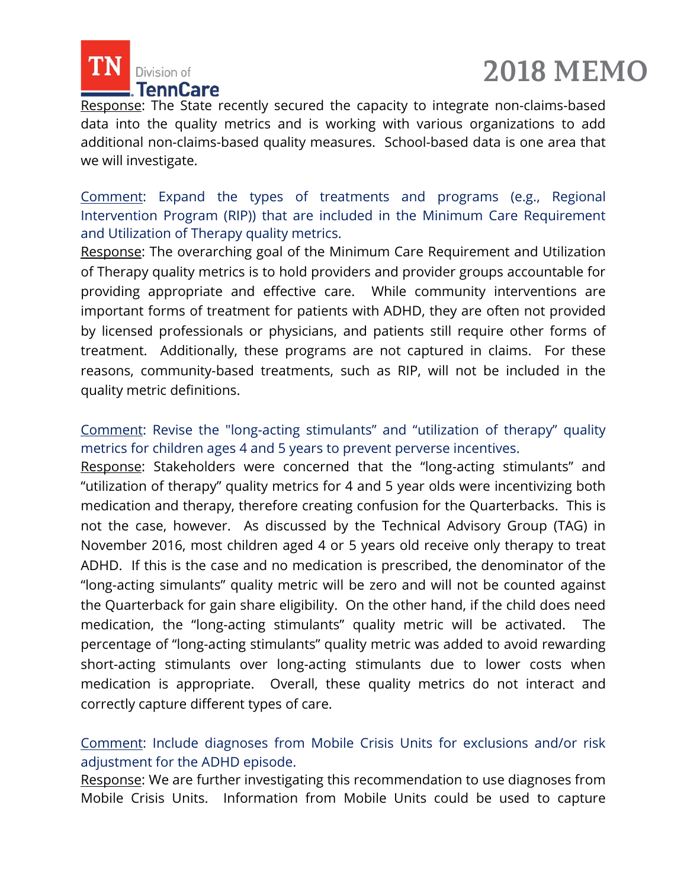Response: The State recently secured the capacity to integrate non-claims-based data into the quality metrics and is working with various organizations to add additional non-claims-based quality measures. School-based data is one area that we will investigate.

Comment: Expand the types of treatments and programs (e.g., Regional Intervention Program (RIP)) that are included in the Minimum Care Requirement and Utilization of Therapy quality metrics.

Response: The overarching goal of the Minimum Care Requirement and Utilization of Therapy quality metrics is to hold providers and provider groups accountable for providing appropriate and effective care. While community interventions are important forms of treatment for patients with ADHD, they are often not provided by licensed professionals or physicians, and patients still require other forms of treatment. Additionally, these programs are not captured in claims. For these reasons, community-based treatments, such as RIP, will not be included in the quality metric definitions.

Comment: Revise the "long-acting stimulants" and "utilization of therapy" quality metrics for children ages 4 and 5 years to prevent perverse incentives.

Response: Stakeholders were concerned that the "long-acting stimulants" and "utilization of therapy" quality metrics for 4 and 5 year olds were incentivizing both medication and therapy, therefore creating confusion for the Quarterbacks. This is not the case, however. As discussed by the Technical Advisory Group (TAG) in November 2016, most children aged 4 or 5 years old receive only therapy to treat ADHD. If this is the case and no medication is prescribed, the denominator of the "long-acting simulants" quality metric will be zero and will not be counted against the Quarterback for gain share eligibility. On the other hand, if the child does need medication, the "long-acting stimulants" quality metric will be activated. The percentage of "long-acting stimulants" quality metric was added to avoid rewarding short-acting stimulants over long-acting stimulants due to lower costs when medication is appropriate. Overall, these quality metrics do not interact and correctly capture different types of care.

Comment: Include diagnoses from Mobile Crisis Units for exclusions and/or risk adjustment for the ADHD episode.

Response: We are further investigating this recommendation to use diagnoses from Mobile Crisis Units. Information from Mobile Units could be used to capture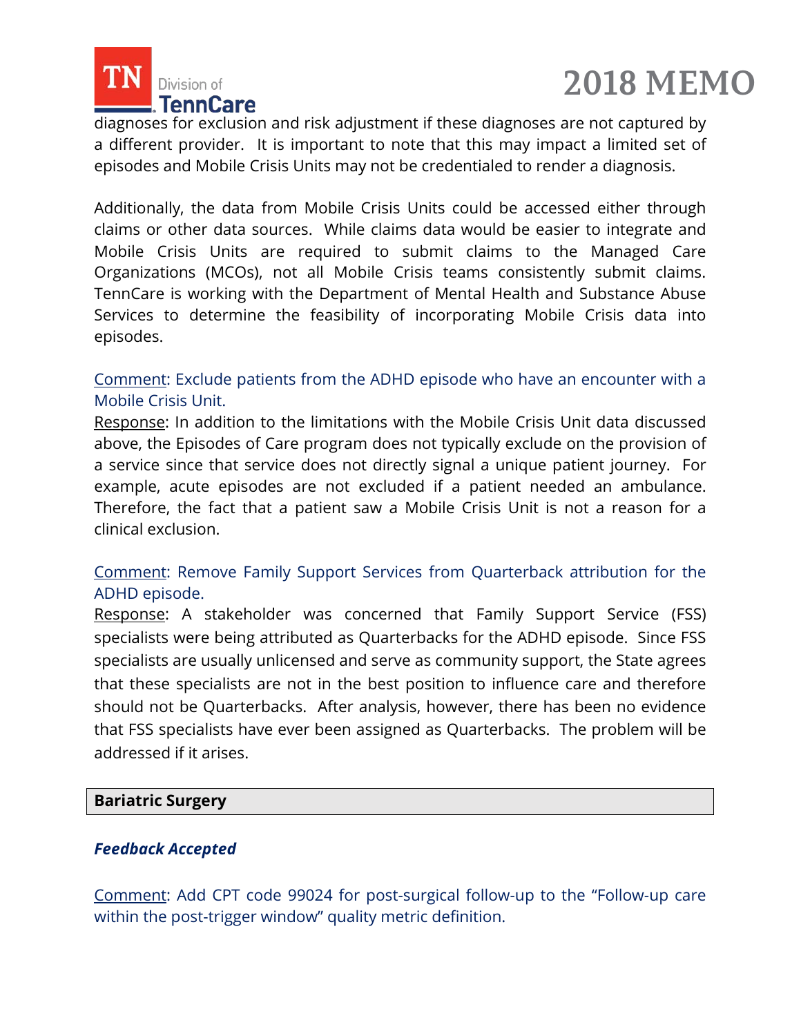diagnoses for exclusion and risk adjustment if these diagnoses are not captured by a different provider. It is important to note that this may impact a limited set of episodes and Mobile Crisis Units may not be credentialed to render a diagnosis.

Additionally, the data from Mobile Crisis Units could be accessed either through claims or other data sources. While claims data would be easier to integrate and Mobile Crisis Units are required to submit claims to the Managed Care Organizations (MCOs), not all Mobile Crisis teams consistently submit claims. TennCare is working with the Department of Mental Health and Substance Abuse Services to determine the feasibility of incorporating Mobile Crisis data into episodes.

Comment: Exclude patients from the ADHD episode who have an encounter with a Mobile Crisis Unit.
Response: In addition to the limitations with the Mobile Crisis Unit data discussed above, the Episodes of Care program does not typically exclude on the provision of a service since that service does not directly signal a unique patient journey. For example, acute episodes are not excluded if a patient needed an ambulance. Therefore, the fact that a patient saw a Mobile Crisis Unit is not a reason for a clinical exclusion.

Comment: Remove Family Support Services from Quarterback attribution for the ADHD episode.
Response: A stakeholder was concerned that Family Support Service (FSS) specialists were being attributed as Quarterbacks for the ADHD episode. Since FSS specialists are usually unlicensed and serve as community support, the State agrees that these specialists are not in the best position to influence care and therefore should not be Quarterbacks. After analysis, however, there has been no evidence that FSS specialists have ever been assigned as Quarterbacks. The problem will be addressed if it arises.

## Bariatric Surgery

***Feedback Accepted***

Comment: Add CPT code 99024 for post-surgical follow-up to the "Follow-up care within the post-trigger window" quality metric definition.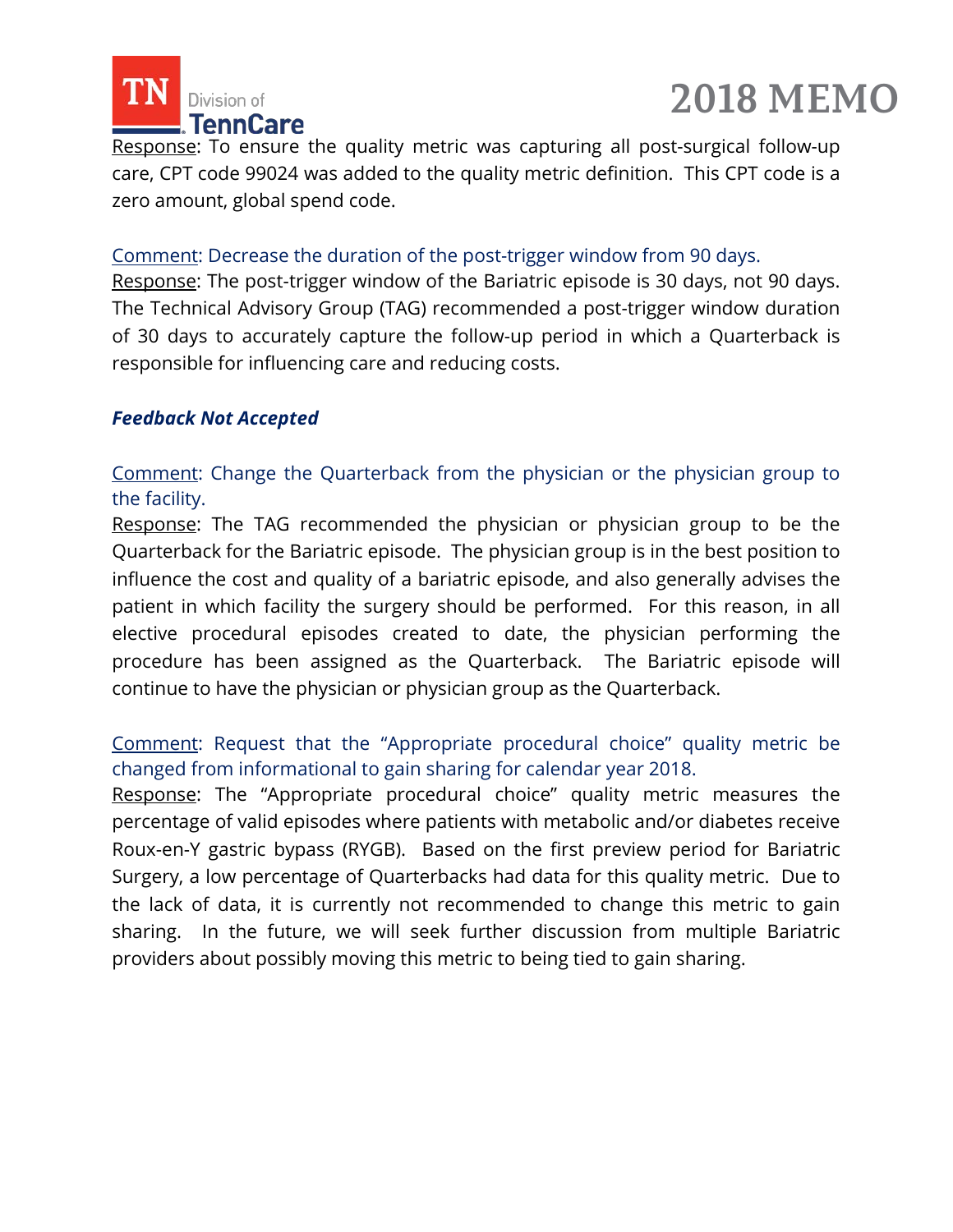Response: To ensure the quality metric was capturing all post-surgical follow-up care, CPT code 99024 was added to the quality metric definition. This CPT code is a zero amount, global spend code.

Comment: Decrease the duration of the post-trigger window from 90 days.
Response: The post-trigger window of the Bariatric episode is 30 days, not 90 days. The Technical Advisory Group (TAG) recommended a post-trigger window duration of 30 days to accurately capture the follow-up period in which a Quarterback is responsible for influencing care and reducing costs.

***Feedback Not Accepted***

Comment: Change the Quarterback from the physician or the physician group to the facility.
Response: The TAG recommended the physician or physician group to be the Quarterback for the Bariatric episode. The physician group is in the best position to influence the cost and quality of a bariatric episode, and also generally advises the patient in which facility the surgery should be performed. For this reason, in all elective procedural episodes created to date, the physician performing the procedure has been assigned as the Quarterback. The Bariatric episode will continue to have the physician or physician group as the Quarterback.

Comment: Request that the "Appropriate procedural choice" quality metric be changed from informational to gain sharing for calendar year 2018.
Response: The "Appropriate procedural choice" quality metric measures the percentage of valid episodes where patients with metabolic and/or diabetes receive Roux-en-Y gastric bypass (RYGB). Based on the first preview period for Bariatric Surgery, a low percentage of Quarterbacks had data for this quality metric. Due to the lack of data, it is currently not recommended to change this metric to gain sharing. In the future, we will seek further discussion from multiple Bariatric providers about possibly moving this metric to being tied to gain sharing.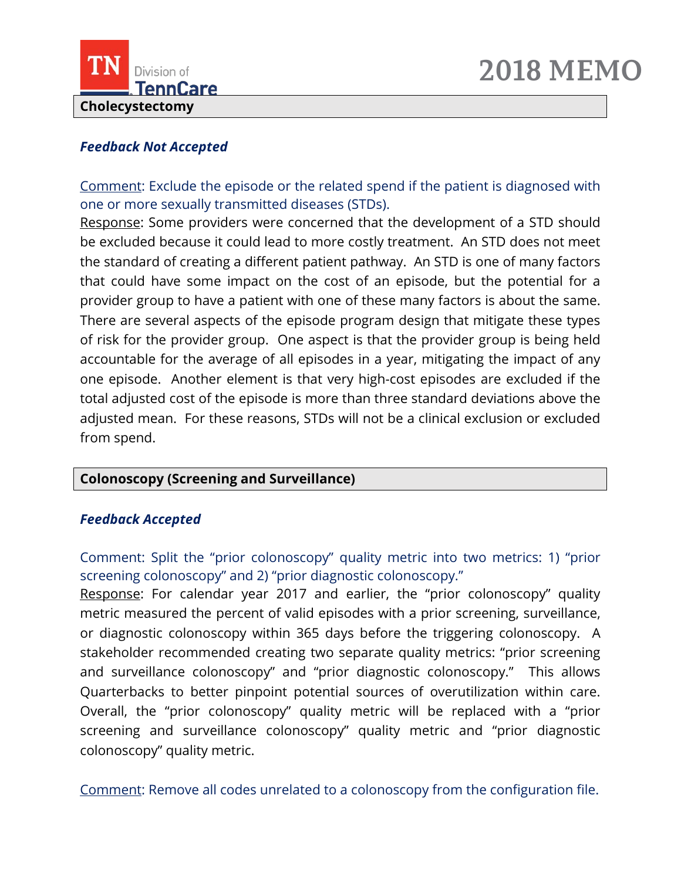## Cholecystectomy

***Feedback Not Accepted***

Comment: Exclude the episode or the related spend if the patient is diagnosed with one or more sexually transmitted diseases (STDs).

Response: Some providers were concerned that the development of a STD should be excluded because it could lead to more costly treatment. An STD does not meet the standard of creating a different patient pathway. An STD is one of many factors that could have some impact on the cost of an episode, but the potential for a provider group to have a patient with one of these many factors is about the same. There are several aspects of the episode program design that mitigate these types of risk for the provider group. One aspect is that the provider group is being held accountable for the average of all episodes in a year, mitigating the impact of any one episode. Another element is that very high-cost episodes are excluded if the total adjusted cost of the episode is more than three standard deviations above the adjusted mean. For these reasons, STDs will not be a clinical exclusion or excluded from spend.

## Colonoscopy (Screening and Surveillance)

***Feedback Accepted***

Comment: Split the "prior colonoscopy" quality metric into two metrics: 1) "prior screening colonoscopy" and 2) "prior diagnostic colonoscopy."

Response: For calendar year 2017 and earlier, the "prior colonoscopy" quality metric measured the percent of valid episodes with a prior screening, surveillance, or diagnostic colonoscopy within 365 days before the triggering colonoscopy. A stakeholder recommended creating two separate quality metrics: "prior screening and surveillance colonoscopy" and "prior diagnostic colonoscopy." This allows Quarterbacks to better pinpoint potential sources of overutilization within care. Overall, the "prior colonoscopy" quality metric will be replaced with a "prior screening and surveillance colonoscopy" quality metric and "prior diagnostic colonoscopy" quality metric.

Comment: Remove all codes unrelated to a colonoscopy from the configuration file.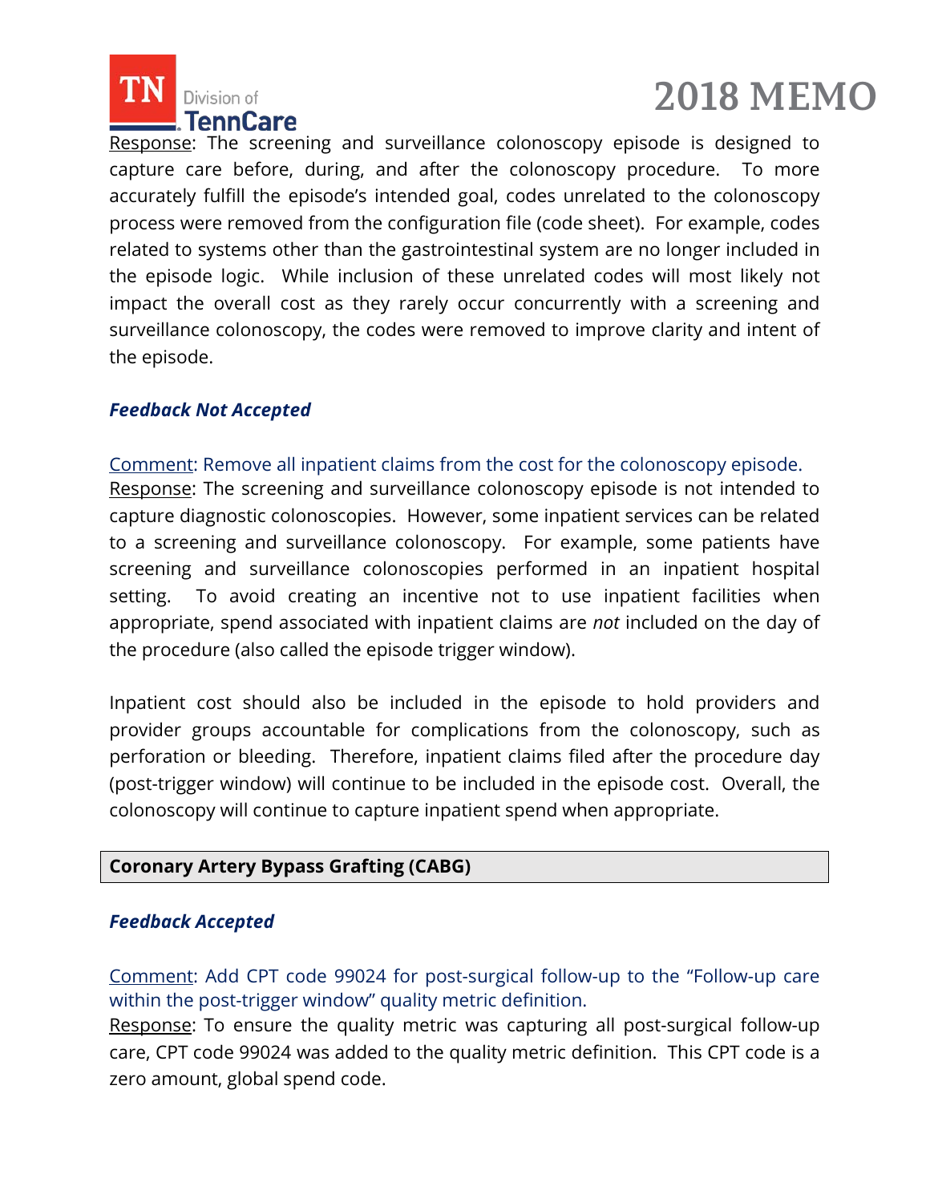Response: The screening and surveillance colonoscopy episode is designed to capture care before, during, and after the colonoscopy procedure. To more accurately fulfill the episode's intended goal, codes unrelated to the colonoscopy process were removed from the configuration file (code sheet). For example, codes related to systems other than the gastrointestinal system are no longer included in the episode logic. While inclusion of these unrelated codes will most likely not impact the overall cost as they rarely occur concurrently with a screening and surveillance colonoscopy, the codes were removed to improve clarity and intent of the episode.

***Feedback Not Accepted***

Comment: Remove all inpatient claims from the cost for the colonoscopy episode.
Response: The screening and surveillance colonoscopy episode is not intended to capture diagnostic colonoscopies. However, some inpatient services can be related to a screening and surveillance colonoscopy. For example, some patients have screening and surveillance colonoscopies performed in an inpatient hospital setting. To avoid creating an incentive not to use inpatient facilities when appropriate, spend associated with inpatient claims are *not* included on the day of the procedure (also called the episode trigger window).

Inpatient cost should also be included in the episode to hold providers and provider groups accountable for complications from the colonoscopy, such as perforation or bleeding. Therefore, inpatient claims filed after the procedure day (post-trigger window) will continue to be included in the episode cost. Overall, the colonoscopy will continue to capture inpatient spend when appropriate.

**Coronary Artery Bypass Grafting (CABG)**

***Feedback Accepted***

Comment: Add CPT code 99024 for post-surgical follow-up to the "Follow-up care within the post-trigger window" quality metric definition.
Response: To ensure the quality metric was capturing all post-surgical follow-up care, CPT code 99024 was added to the quality metric definition. This CPT code is a zero amount, global spend code.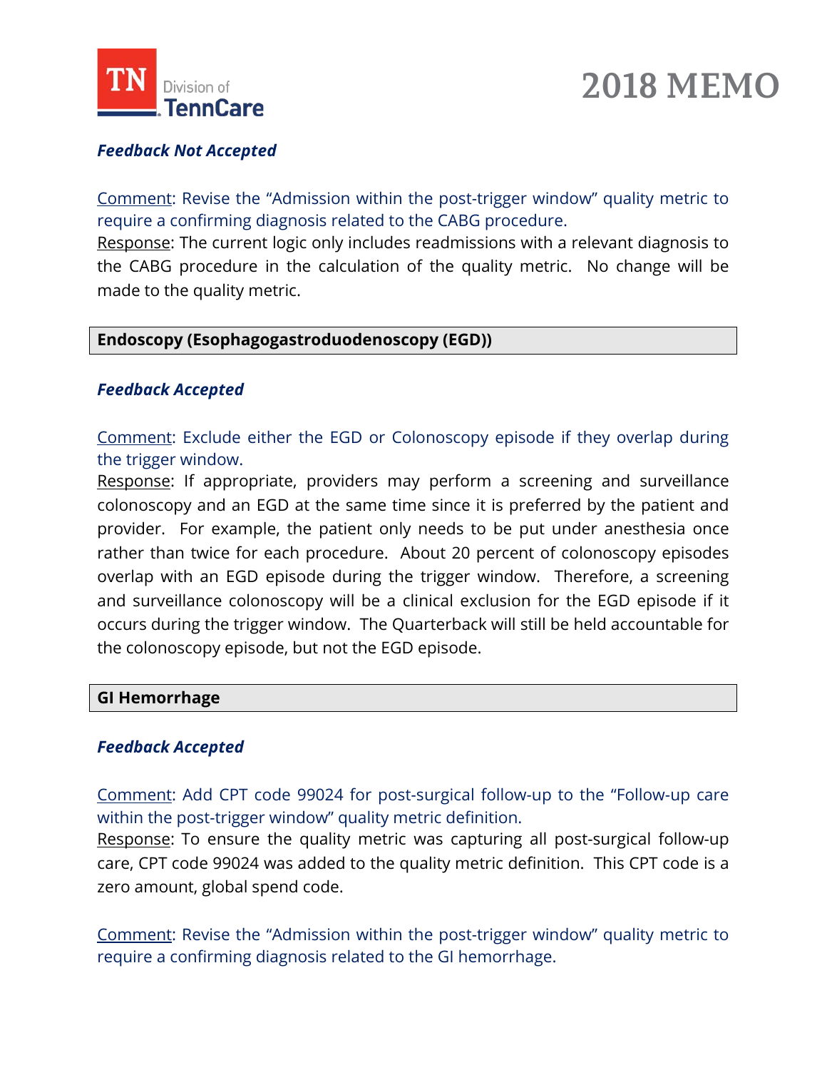***Feedback Not Accepted***

Comment: Revise the "Admission within the post-trigger window" quality metric to require a confirming diagnosis related to the CABG procedure.
Response: The current logic only includes readmissions with a relevant diagnosis to the CABG procedure in the calculation of the quality metric. No change will be made to the quality metric.

## Endoscopy (Esophagogastroduodenoscopy (EGD))

***Feedback Accepted***

Comment: Exclude either the EGD or Colonoscopy episode if they overlap during the trigger window.
Response: If appropriate, providers may perform a screening and surveillance colonoscopy and an EGD at the same time since it is preferred by the patient and provider. For example, the patient only needs to be put under anesthesia once rather than twice for each procedure. About 20 percent of colonoscopy episodes overlap with an EGD episode during the trigger window. Therefore, a screening and surveillance colonoscopy will be a clinical exclusion for the EGD episode if it occurs during the trigger window. The Quarterback will still be held accountable for the colonoscopy episode, but not the EGD episode.

## GI Hemorrhage

***Feedback Accepted***

Comment: Add CPT code 99024 for post-surgical follow-up to the "Follow-up care within the post-trigger window" quality metric definition.
Response: To ensure the quality metric was capturing all post-surgical follow-up care, CPT code 99024 was added to the quality metric definition. This CPT code is a zero amount, global spend code.

Comment: Revise the "Admission within the post-trigger window" quality metric to require a confirming diagnosis related to the GI hemorrhage.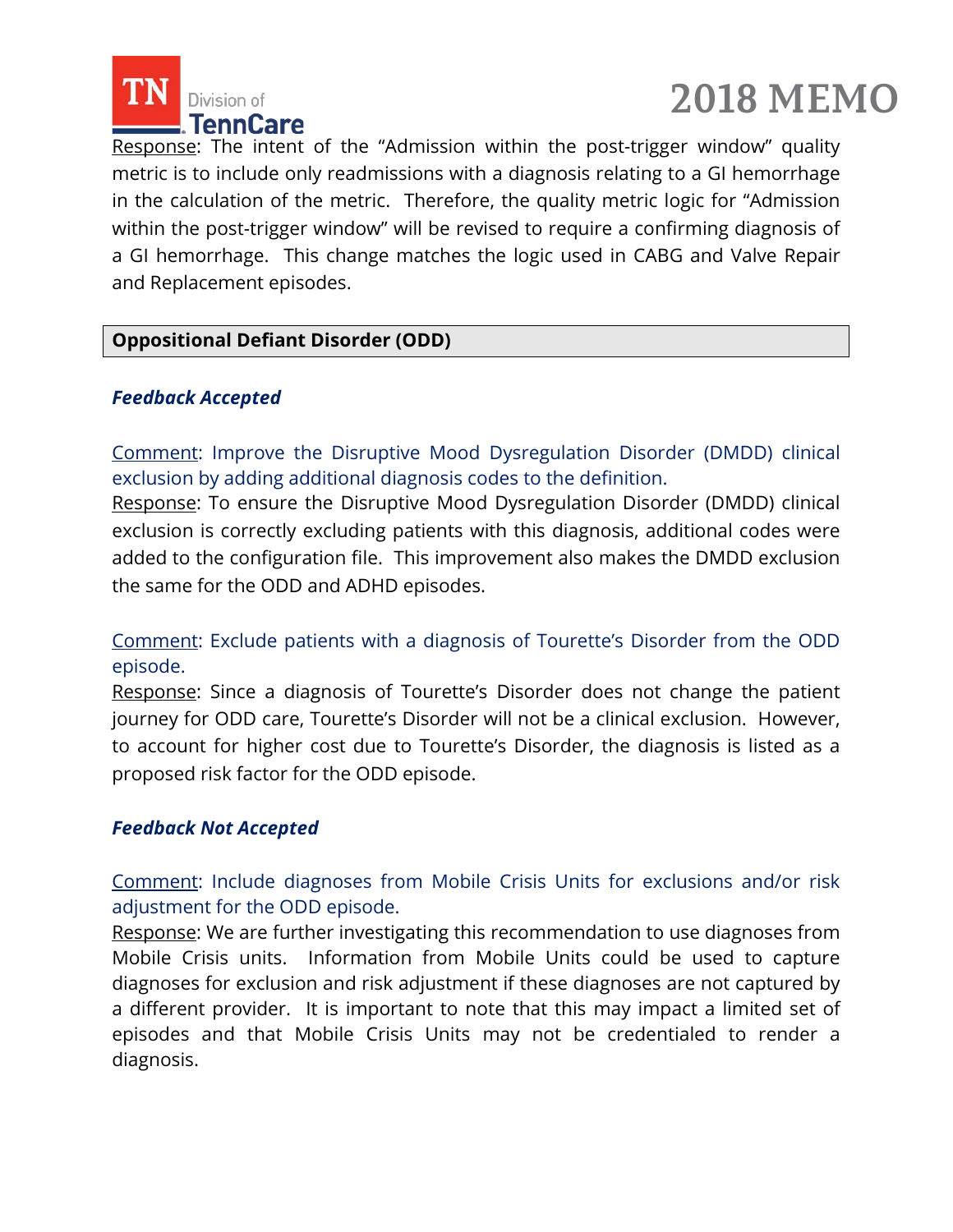Response: The intent of the "Admission within the post-trigger window" quality metric is to include only readmissions with a diagnosis relating to a GI hemorrhage in the calculation of the metric. Therefore, the quality metric logic for "Admission within the post-trigger window" will be revised to require a confirming diagnosis of a GI hemorrhage. This change matches the logic used in CABG and Valve Repair and Replacement episodes.

## Oppositional Defiant Disorder (ODD)

### *Feedback Accepted*

Comment: Improve the Disruptive Mood Dysregulation Disorder (DMDD) clinical exclusion by adding additional diagnosis codes to the definition.
Response: To ensure the Disruptive Mood Dysregulation Disorder (DMDD) clinical exclusion is correctly excluding patients with this diagnosis, additional codes were added to the configuration file. This improvement also makes the DMDD exclusion the same for the ODD and ADHD episodes.

Comment: Exclude patients with a diagnosis of Tourette's Disorder from the ODD episode.
Response: Since a diagnosis of Tourette's Disorder does not change the patient journey for ODD care, Tourette's Disorder will not be a clinical exclusion. However, to account for higher cost due to Tourette's Disorder, the diagnosis is listed as a proposed risk factor for the ODD episode.

### *Feedback Not Accepted*

Comment: Include diagnoses from Mobile Crisis Units for exclusions and/or risk adjustment for the ODD episode.
Response: We are further investigating this recommendation to use diagnoses from Mobile Crisis units. Information from Mobile Units could be used to capture diagnoses for exclusion and risk adjustment if these diagnoses are not captured by a different provider. It is important to note that this may impact a limited set of episodes and that Mobile Crisis Units may not be credentialed to render a diagnosis.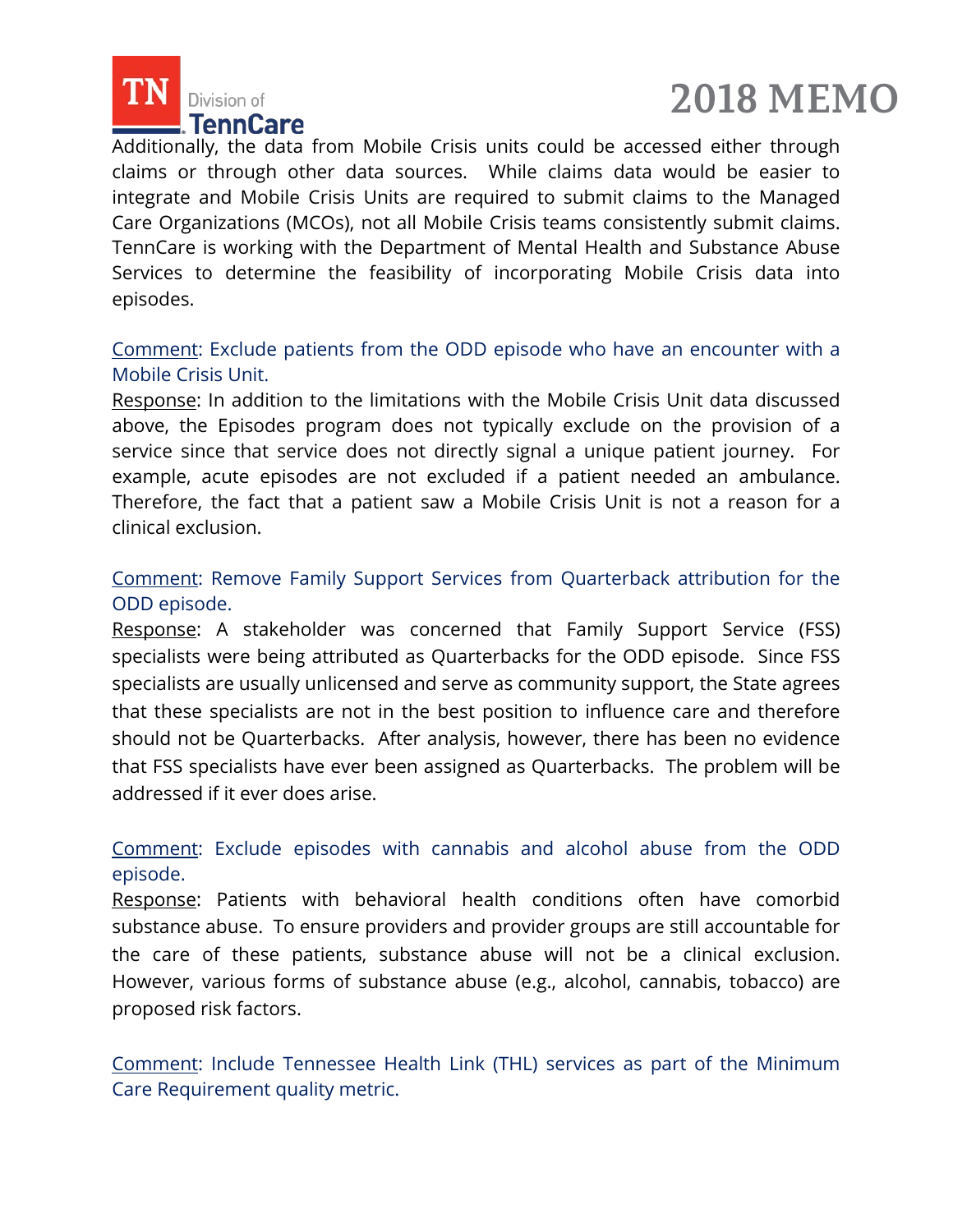Additionally, the data from Mobile Crisis units could be accessed either through claims or through other data sources. While claims data would be easier to integrate and Mobile Crisis Units are required to submit claims to the Managed Care Organizations (MCOs), not all Mobile Crisis teams consistently submit claims. TennCare is working with the Department of Mental Health and Substance Abuse Services to determine the feasibility of incorporating Mobile Crisis data into episodes.

Comment: Exclude patients from the ODD episode who have an encounter with a Mobile Crisis Unit.
Response: In addition to the limitations with the Mobile Crisis Unit data discussed above, the Episodes program does not typically exclude on the provision of a service since that service does not directly signal a unique patient journey. For example, acute episodes are not excluded if a patient needed an ambulance. Therefore, the fact that a patient saw a Mobile Crisis Unit is not a reason for a clinical exclusion.

Comment: Remove Family Support Services from Quarterback attribution for the ODD episode.
Response: A stakeholder was concerned that Family Support Service (FSS) specialists were being attributed as Quarterbacks for the ODD episode. Since FSS specialists are usually unlicensed and serve as community support, the State agrees that these specialists are not in the best position to influence care and therefore should not be Quarterbacks. After analysis, however, there has been no evidence that FSS specialists have ever been assigned as Quarterbacks. The problem will be addressed if it ever does arise.

Comment: Exclude episodes with cannabis and alcohol abuse from the ODD episode.
Response: Patients with behavioral health conditions often have comorbid substance abuse. To ensure providers and provider groups are still accountable for the care of these patients, substance abuse will not be a clinical exclusion. However, various forms of substance abuse (e.g., alcohol, cannabis, tobacco) are proposed risk factors.

Comment: Include Tennessee Health Link (THL) services as part of the Minimum Care Requirement quality metric.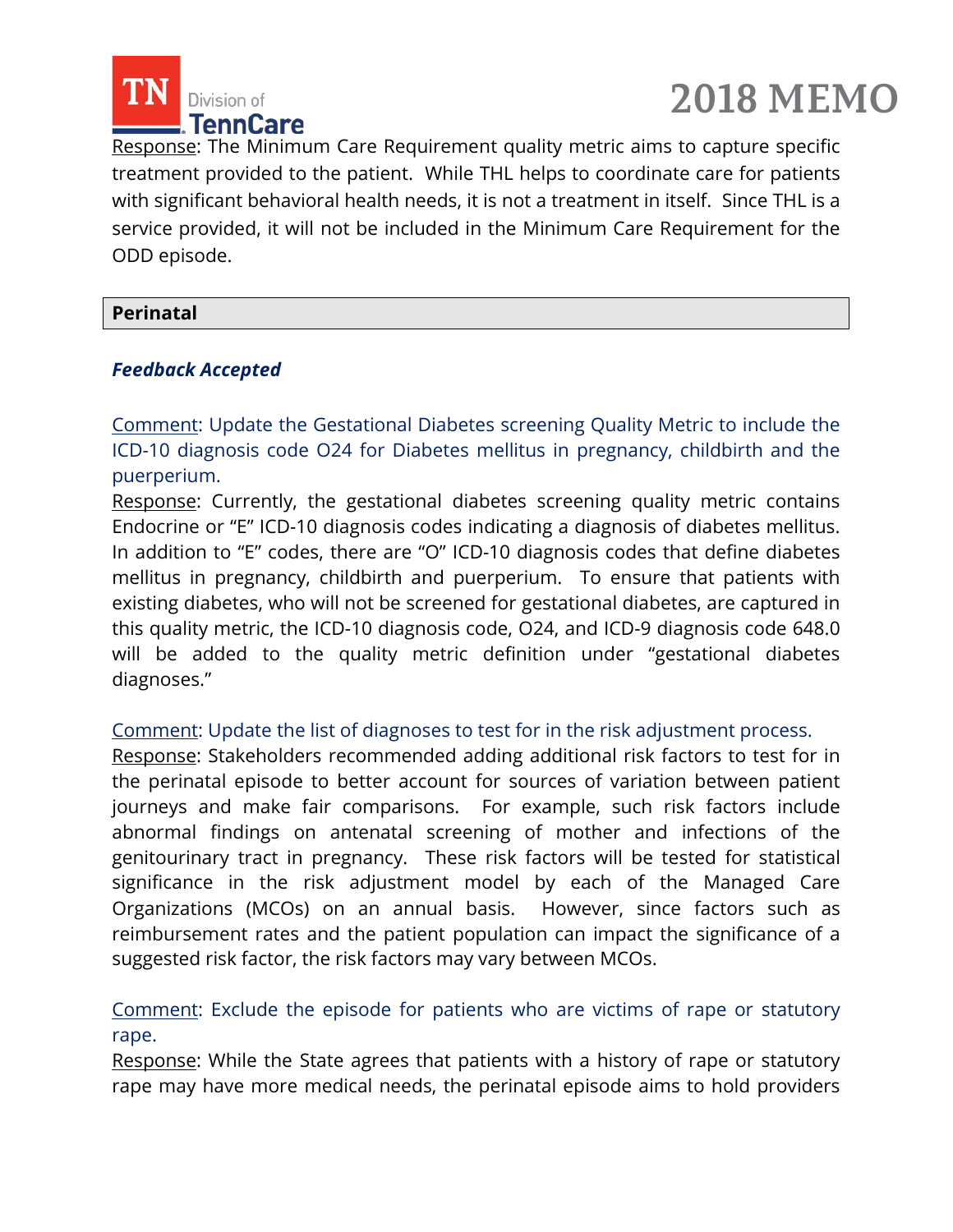Response: The Minimum Care Requirement quality metric aims to capture specific treatment provided to the patient. While THL helps to coordinate care for patients with significant behavioral health needs, it is not a treatment in itself. Since THL is a service provided, it will not be included in the Minimum Care Requirement for the ODD episode.

## Perinatal

### *Feedback Accepted*

Comment: Update the Gestational Diabetes screening Quality Metric to include the ICD-10 diagnosis code O24 for Diabetes mellitus in pregnancy, childbirth and the puerperium.

Response: Currently, the gestational diabetes screening quality metric contains Endocrine or "E" ICD-10 diagnosis codes indicating a diagnosis of diabetes mellitus. In addition to "E" codes, there are "O" ICD-10 diagnosis codes that define diabetes mellitus in pregnancy, childbirth and puerperium. To ensure that patients with existing diabetes, who will not be screened for gestational diabetes, are captured in this quality metric, the ICD-10 diagnosis code, O24, and ICD-9 diagnosis code 648.0 will be added to the quality metric definition under "gestational diabetes diagnoses."

Comment: Update the list of diagnoses to test for in the risk adjustment process.

Response: Stakeholders recommended adding additional risk factors to test for in the perinatal episode to better account for sources of variation between patient journeys and make fair comparisons. For example, such risk factors include abnormal findings on antenatal screening of mother and infections of the genitourinary tract in pregnancy. These risk factors will be tested for statistical significance in the risk adjustment model by each of the Managed Care Organizations (MCOs) on an annual basis. However, since factors such as reimbursement rates and the patient population can impact the significance of a suggested risk factor, the risk factors may vary between MCOs.

Comment: Exclude the episode for patients who are victims of rape or statutory rape.

Response: While the State agrees that patients with a history of rape or statutory rape may have more medical needs, the perinatal episode aims to hold providers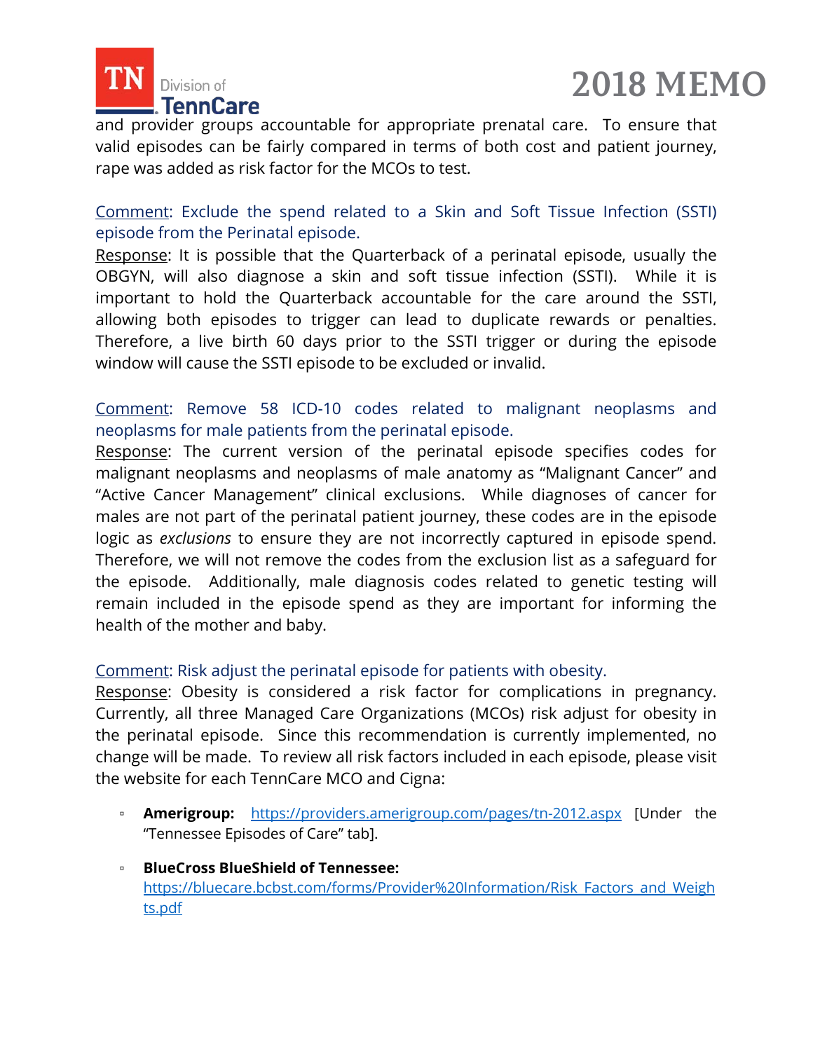and provider groups accountable for appropriate prenatal care. To ensure that valid episodes can be fairly compared in terms of both cost and patient journey, rape was added as risk factor for the MCOs to test.

Comment: Exclude the spend related to a Skin and Soft Tissue Infection (SSTI) episode from the Perinatal episode.

Response: It is possible that the Quarterback of a perinatal episode, usually the OBGYN, will also diagnose a skin and soft tissue infection (SSTI). While it is important to hold the Quarterback accountable for the care around the SSTI, allowing both episodes to trigger can lead to duplicate rewards or penalties. Therefore, a live birth 60 days prior to the SSTI trigger or during the episode window will cause the SSTI episode to be excluded or invalid.

Comment: Remove 58 ICD-10 codes related to malignant neoplasms and neoplasms for male patients from the perinatal episode.

Response: The current version of the perinatal episode specifies codes for malignant neoplasms and neoplasms of male anatomy as "Malignant Cancer" and "Active Cancer Management" clinical exclusions. While diagnoses of cancer for males are not part of the perinatal patient journey, these codes are in the episode logic as *exclusions* to ensure they are not incorrectly captured in episode spend. Therefore, we will not remove the codes from the exclusion list as a safeguard for the episode. Additionally, male diagnosis codes related to genetic testing will remain included in the episode spend as they are important for informing the health of the mother and baby.

Comment: Risk adjust the perinatal episode for patients with obesity.

Response: Obesity is considered a risk factor for complications in pregnancy. Currently, all three Managed Care Organizations (MCOs) risk adjust for obesity in the perinatal episode. Since this recommendation is currently implemented, no change will be made. To review all risk factors included in each episode, please visit the website for each TennCare MCO and Cigna:

- **Amerigroup:** https://providers.amerigroup.com/pages/tn-2012.aspx [Under the "Tennessee Episodes of Care" tab].
- **BlueCross BlueShield of Tennessee:** https://bluecare.bcbst.com/forms/Provider%20Information/Risk_Factors_and_Weights.pdf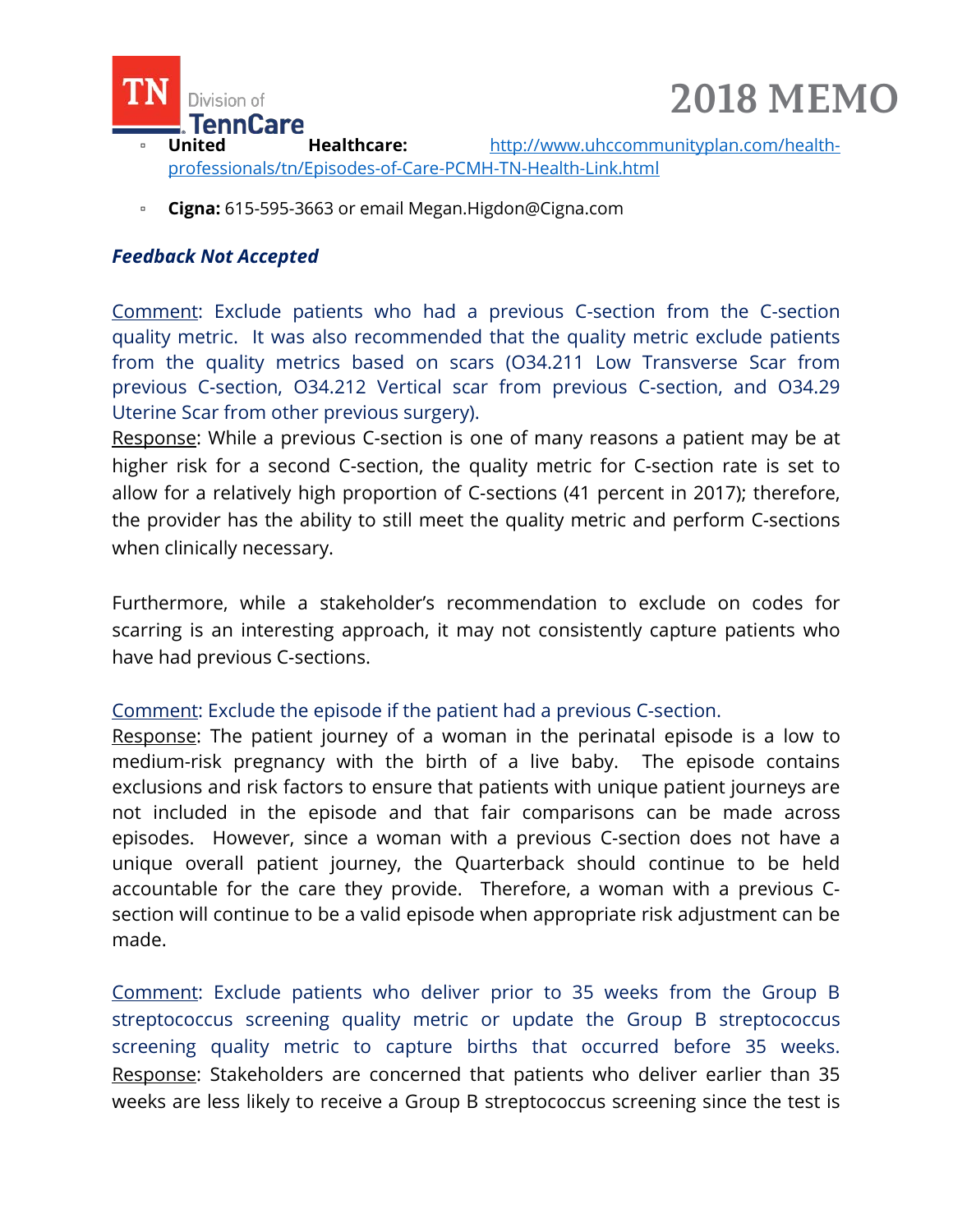- **United Healthcare:** http://www.uhccommunityplan.com/health-professionals/tn/Episodes-of-Care-PCMH-TN-Health-Link.html

- **Cigna:** 615-595-3663 or email Megan.Higdon@Cigna.com

***Feedback Not Accepted***

Comment: Exclude patients who had a previous C-section from the C-section quality metric. It was also recommended that the quality metric exclude patients from the quality metrics based on scars (O34.211 Low Transverse Scar from previous C-section, O34.212 Vertical scar from previous C-section, and O34.29 Uterine Scar from other previous surgery).
Response: While a previous C-section is one of many reasons a patient may be at higher risk for a second C-section, the quality metric for C-section rate is set to allow for a relatively high proportion of C-sections (41 percent in 2017); therefore, the provider has the ability to still meet the quality metric and perform C-sections when clinically necessary.

Furthermore, while a stakeholder's recommendation to exclude on codes for scarring is an interesting approach, it may not consistently capture patients who have had previous C-sections.

Comment: Exclude the episode if the patient had a previous C-section.
Response: The patient journey of a woman in the perinatal episode is a low to medium-risk pregnancy with the birth of a live baby. The episode contains exclusions and risk factors to ensure that patients with unique patient journeys are not included in the episode and that fair comparisons can be made across episodes. However, since a woman with a previous C-section does not have a unique overall patient journey, the Quarterback should continue to be held accountable for the care they provide. Therefore, a woman with a previous C-section will continue to be a valid episode when appropriate risk adjustment can be made.

Comment: Exclude patients who deliver prior to 35 weeks from the Group B streptococcus screening quality metric or update the Group B streptococcus screening quality metric to capture births that occurred before 35 weeks.
Response: Stakeholders are concerned that patients who deliver earlier than 35 weeks are less likely to receive a Group B streptococcus screening since the test is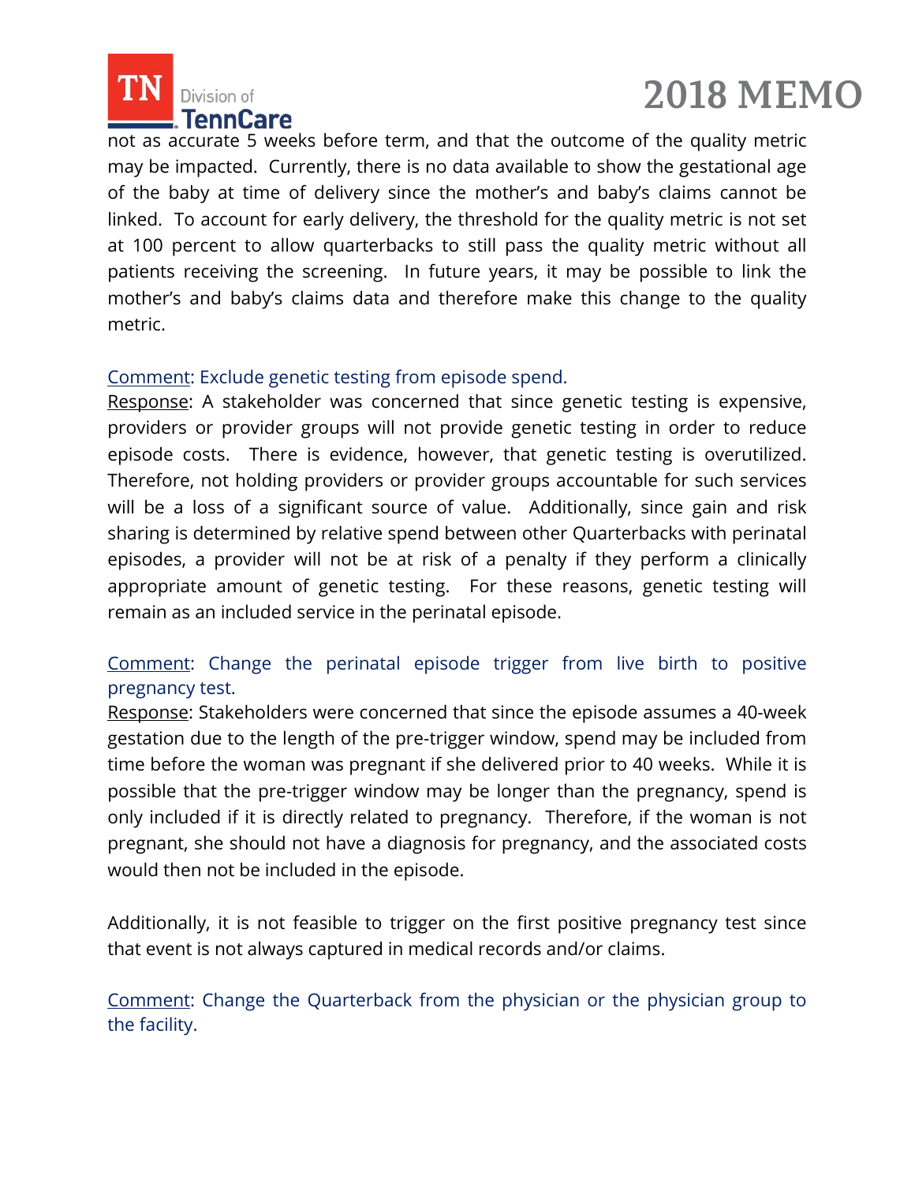not as accurate 5 weeks before term, and that the outcome of the quality metric may be impacted. Currently, there is no data available to show the gestational age of the baby at time of delivery since the mother's and baby's claims cannot be linked. To account for early delivery, the threshold for the quality metric is not set at 100 percent to allow quarterbacks to still pass the quality metric without all patients receiving the screening. In future years, it may be possible to link the mother's and baby's claims data and therefore make this change to the quality metric.

Comment: Exclude genetic testing from episode spend.
Response: A stakeholder was concerned that since genetic testing is expensive, providers or provider groups will not provide genetic testing in order to reduce episode costs. There is evidence, however, that genetic testing is overutilized. Therefore, not holding providers or provider groups accountable for such services will be a loss of a significant source of value. Additionally, since gain and risk sharing is determined by relative spend between other Quarterbacks with perinatal episodes, a provider will not be at risk of a penalty if they perform a clinically appropriate amount of genetic testing. For these reasons, genetic testing will remain as an included service in the perinatal episode.

Comment: Change the perinatal episode trigger from live birth to positive pregnancy test.
Response: Stakeholders were concerned that since the episode assumes a 40-week gestation due to the length of the pre-trigger window, spend may be included from time before the woman was pregnant if she delivered prior to 40 weeks. While it is possible that the pre-trigger window may be longer than the pregnancy, spend is only included if it is directly related to pregnancy. Therefore, if the woman is not pregnant, she should not have a diagnosis for pregnancy, and the associated costs would then not be included in the episode.

Additionally, it is not feasible to trigger on the first positive pregnancy test since that event is not always captured in medical records and/or claims.

Comment: Change the Quarterback from the physician or the physician group to the facility.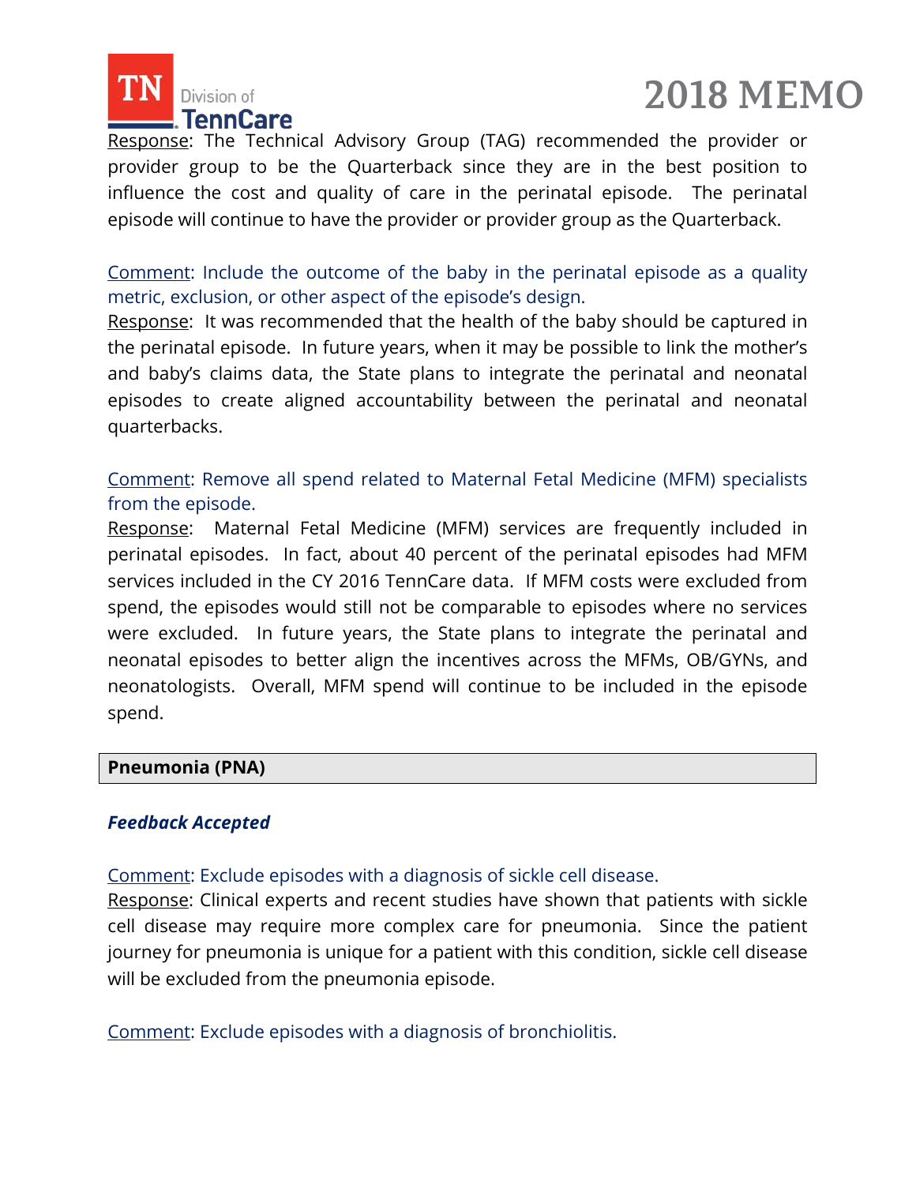Response: The Technical Advisory Group (TAG) recommended the provider or provider group to be the Quarterback since they are in the best position to influence the cost and quality of care in the perinatal episode. The perinatal episode will continue to have the provider or provider group as the Quarterback.

Comment: Include the outcome of the baby in the perinatal episode as a quality metric, exclusion, or other aspect of the episode's design.
Response: It was recommended that the health of the baby should be captured in the perinatal episode. In future years, when it may be possible to link the mother's and baby's claims data, the State plans to integrate the perinatal and neonatal episodes to create aligned accountability between the perinatal and neonatal quarterbacks.

Comment: Remove all spend related to Maternal Fetal Medicine (MFM) specialists from the episode.
Response: Maternal Fetal Medicine (MFM) services are frequently included in perinatal episodes. In fact, about 40 percent of the perinatal episodes had MFM services included in the CY 2016 TennCare data. If MFM costs were excluded from spend, the episodes would still not be comparable to episodes where no services were excluded. In future years, the State plans to integrate the perinatal and neonatal episodes to better align the incentives across the MFMs, OB/GYNs, and neonatologists. Overall, MFM spend will continue to be included in the episode spend.

## Pneumonia (PNA)

***Feedback Accepted***

Comment: Exclude episodes with a diagnosis of sickle cell disease.
Response: Clinical experts and recent studies have shown that patients with sickle cell disease may require more complex care for pneumonia. Since the patient journey for pneumonia is unique for a patient with this condition, sickle cell disease will be excluded from the pneumonia episode.

Comment: Exclude episodes with a diagnosis of bronchiolitis.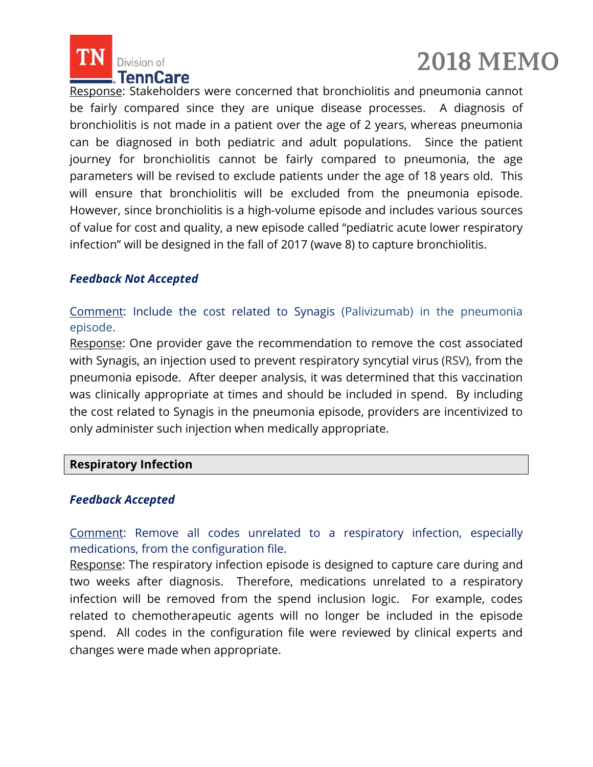Response: Stakeholders were concerned that bronchiolitis and pneumonia cannot be fairly compared since they are unique disease processes. A diagnosis of bronchiolitis is not made in a patient over the age of 2 years, whereas pneumonia can be diagnosed in both pediatric and adult populations. Since the patient journey for bronchiolitis cannot be fairly compared to pneumonia, the age parameters will be revised to exclude patients under the age of 18 years old. This will ensure that bronchiolitis will be excluded from the pneumonia episode. However, since bronchiolitis is a high-volume episode and includes various sources of value for cost and quality, a new episode called "pediatric acute lower respiratory infection" will be designed in the fall of 2017 (wave 8) to capture bronchiolitis.

***Feedback Not Accepted***

Comment: Include the cost related to Synagis (Palivizumab) in the pneumonia episode.

Response: One provider gave the recommendation to remove the cost associated with Synagis, an injection used to prevent respiratory syncytial virus (RSV), from the pneumonia episode. After deeper analysis, it was determined that this vaccination was clinically appropriate at times and should be included in spend. By including the cost related to Synagis in the pneumonia episode, providers are incentivized to only administer such injection when medically appropriate.

## Respiratory Infection

***Feedback Accepted***

Comment: Remove all codes unrelated to a respiratory infection, especially medications, from the configuration file.

Response: The respiratory infection episode is designed to capture care during and two weeks after diagnosis. Therefore, medications unrelated to a respiratory infection will be removed from the spend inclusion logic. For example, codes related to chemotherapeutic agents will no longer be included in the episode spend. All codes in the configuration file were reviewed by clinical experts and changes were made when appropriate.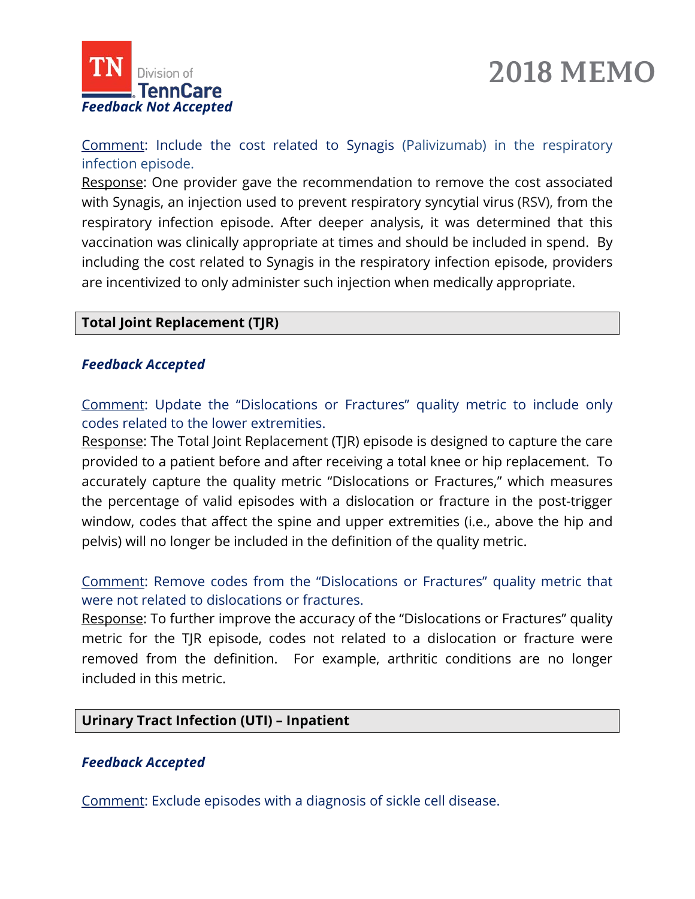***Feedback Not Accepted***

Comment: Include the cost related to Synagis (Palivizumab) in the respiratory infection episode.

Response: One provider gave the recommendation to remove the cost associated with Synagis, an injection used to prevent respiratory syncytial virus (RSV), from the respiratory infection episode. After deeper analysis, it was determined that this vaccination was clinically appropriate at times and should be included in spend. By including the cost related to Synagis in the respiratory infection episode, providers are incentivized to only administer such injection when medically appropriate.

## Total Joint Replacement (TJR)

***Feedback Accepted***

Comment: Update the "Dislocations or Fractures" quality metric to include only codes related to the lower extremities.

Response: The Total Joint Replacement (TJR) episode is designed to capture the care provided to a patient before and after receiving a total knee or hip replacement. To accurately capture the quality metric "Dislocations or Fractures," which measures the percentage of valid episodes with a dislocation or fracture in the post-trigger window, codes that affect the spine and upper extremities (i.e., above the hip and pelvis) will no longer be included in the definition of the quality metric.

Comment: Remove codes from the "Dislocations or Fractures" quality metric that were not related to dislocations or fractures.

Response: To further improve the accuracy of the "Dislocations or Fractures" quality metric for the TJR episode, codes not related to a dislocation or fracture were removed from the definition. For example, arthritic conditions are no longer included in this metric.

## Urinary Tract Infection (UTI) – Inpatient

***Feedback Accepted***

Comment: Exclude episodes with a diagnosis of sickle cell disease.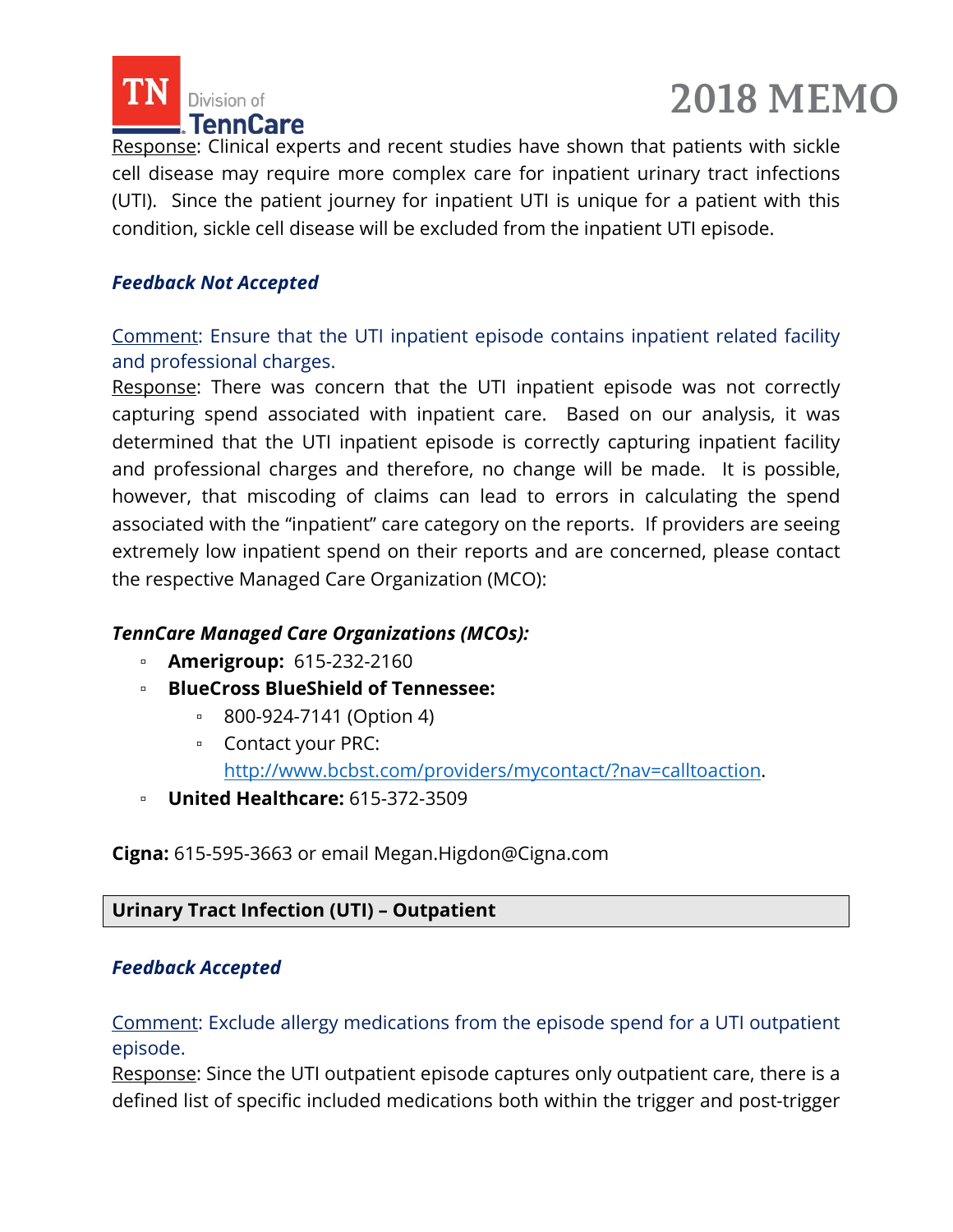Response: Clinical experts and recent studies have shown that patients with sickle cell disease may require more complex care for inpatient urinary tract infections (UTI). Since the patient journey for inpatient UTI is unique for a patient with this condition, sickle cell disease will be excluded from the inpatient UTI episode.

***Feedback Not Accepted***

Comment: Ensure that the UTI inpatient episode contains inpatient related facility and professional charges.

Response: There was concern that the UTI inpatient episode was not correctly capturing spend associated with inpatient care. Based on our analysis, it was determined that the UTI inpatient episode is correctly capturing inpatient facility and professional charges and therefore, no change will be made. It is possible, however, that miscoding of claims can lead to errors in calculating the spend associated with the "inpatient" care category on the reports. If providers are seeing extremely low inpatient spend on their reports and are concerned, please contact the respective Managed Care Organization (MCO):

***TennCare Managed Care Organizations (MCOs):***

- **Amerigroup:** 615-232-2160
- **BlueCross BlueShield of Tennessee:**
  - 800-924-7141 (Option 4)
  - Contact your PRC: http://www.bcbst.com/providers/mycontact/?nav=calltoaction.
- **United Healthcare:** 615-372-3509

**Cigna:** 615-595-3663 or email Megan.Higdon@Cigna.com

## Urinary Tract Infection (UTI) – Outpatient

***Feedback Accepted***

Comment: Exclude allergy medications from the episode spend for a UTI outpatient episode.

Response: Since the UTI outpatient episode captures only outpatient care, there is a defined list of specific included medications both within the trigger and post-trigger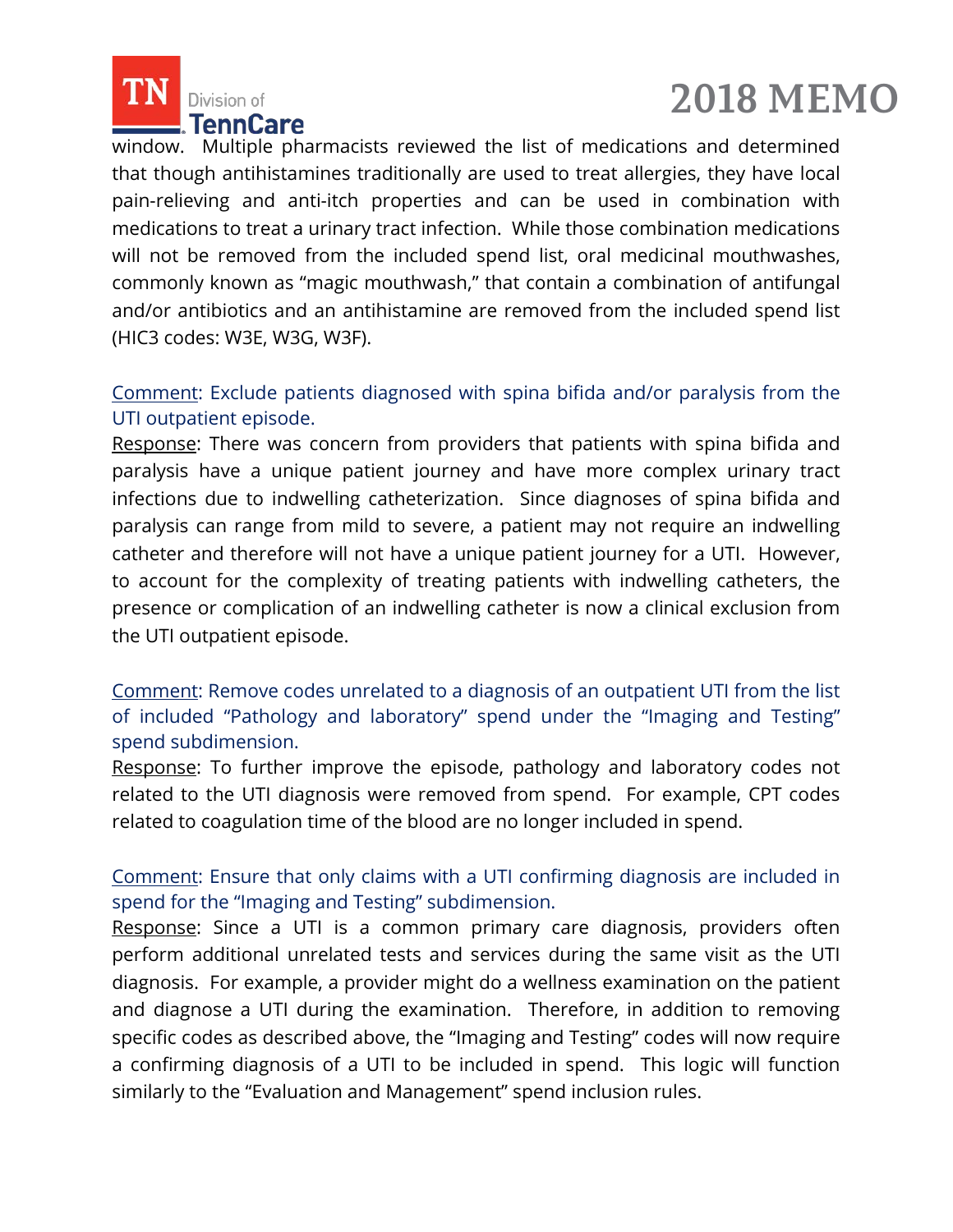window. Multiple pharmacists reviewed the list of medications and determined that though antihistamines traditionally are used to treat allergies, they have local pain-relieving and anti-itch properties and can be used in combination with medications to treat a urinary tract infection. While those combination medications will not be removed from the included spend list, oral medicinal mouthwashes, commonly known as "magic mouthwash," that contain a combination of antifungal and/or antibiotics and an antihistamine are removed from the included spend list (HIC3 codes: W3E, W3G, W3F).

Comment: Exclude patients diagnosed with spina bifida and/or paralysis from the UTI outpatient episode.

Response: There was concern from providers that patients with spina bifida and paralysis have a unique patient journey and have more complex urinary tract infections due to indwelling catheterization. Since diagnoses of spina bifida and paralysis can range from mild to severe, a patient may not require an indwelling catheter and therefore will not have a unique patient journey for a UTI. However, to account for the complexity of treating patients with indwelling catheters, the presence or complication of an indwelling catheter is now a clinical exclusion from the UTI outpatient episode.

Comment: Remove codes unrelated to a diagnosis of an outpatient UTI from the list of included "Pathology and laboratory" spend under the "Imaging and Testing" spend subdimension.

Response: To further improve the episode, pathology and laboratory codes not related to the UTI diagnosis were removed from spend. For example, CPT codes related to coagulation time of the blood are no longer included in spend.

Comment: Ensure that only claims with a UTI confirming diagnosis are included in spend for the "Imaging and Testing" subdimension.

Response: Since a UTI is a common primary care diagnosis, providers often perform additional unrelated tests and services during the same visit as the UTI diagnosis. For example, a provider might do a wellness examination on the patient and diagnose a UTI during the examination. Therefore, in addition to removing specific codes as described above, the "Imaging and Testing" codes will now require a confirming diagnosis of a UTI to be included in spend. This logic will function similarly to the "Evaluation and Management" spend inclusion rules.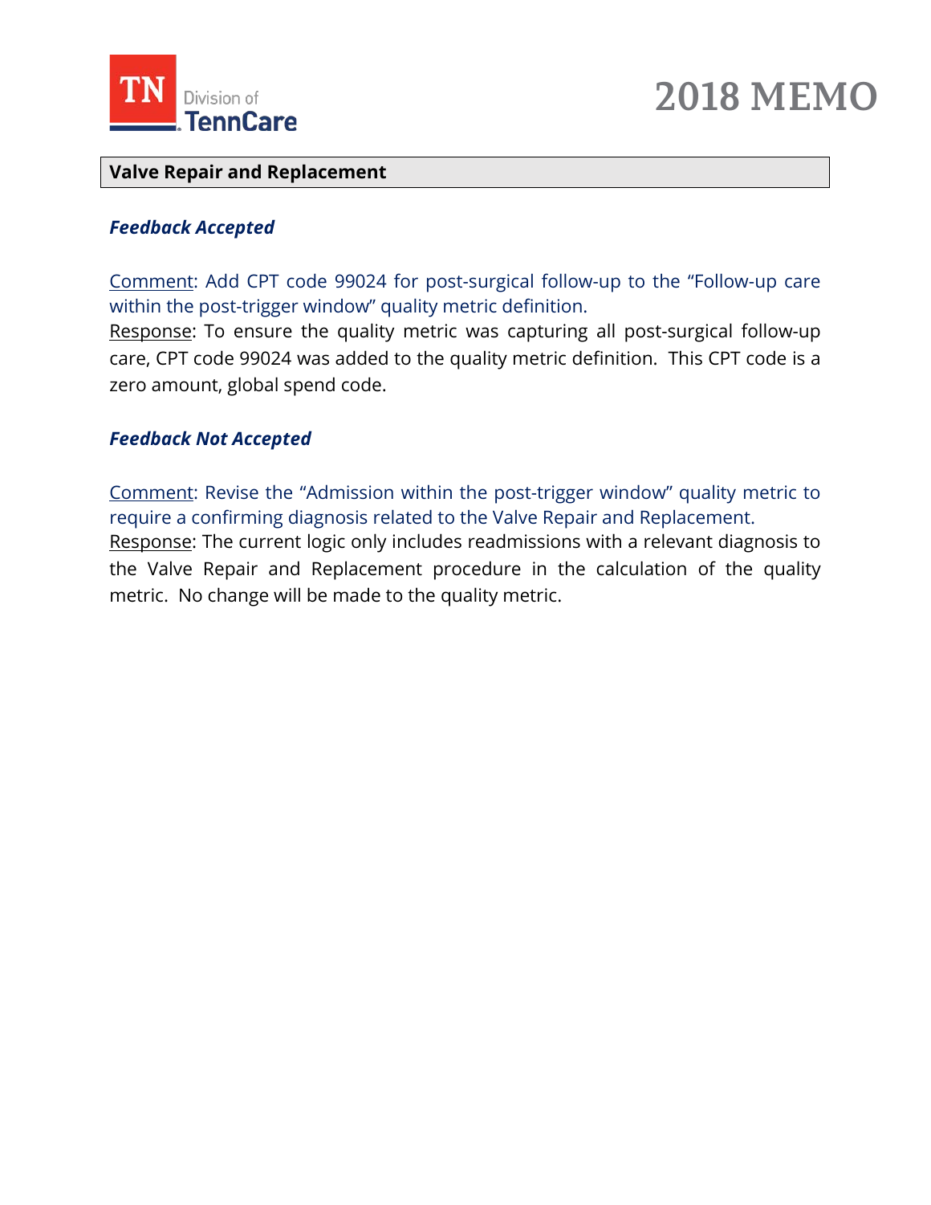## Valve Repair and Replacement

### *Feedback Accepted*

Comment: Add CPT code 99024 for post-surgical follow-up to the "Follow-up care within the post-trigger window" quality metric definition.

Response: To ensure the quality metric was capturing all post-surgical follow-up care, CPT code 99024 was added to the quality metric definition. This CPT code is a zero amount, global spend code.

### *Feedback Not Accepted*

Comment: Revise the "Admission within the post-trigger window" quality metric to require a confirming diagnosis related to the Valve Repair and Replacement.

Response: The current logic only includes readmissions with a relevant diagnosis to the Valve Repair and Replacement procedure in the calculation of the quality metric. No change will be made to the quality metric.